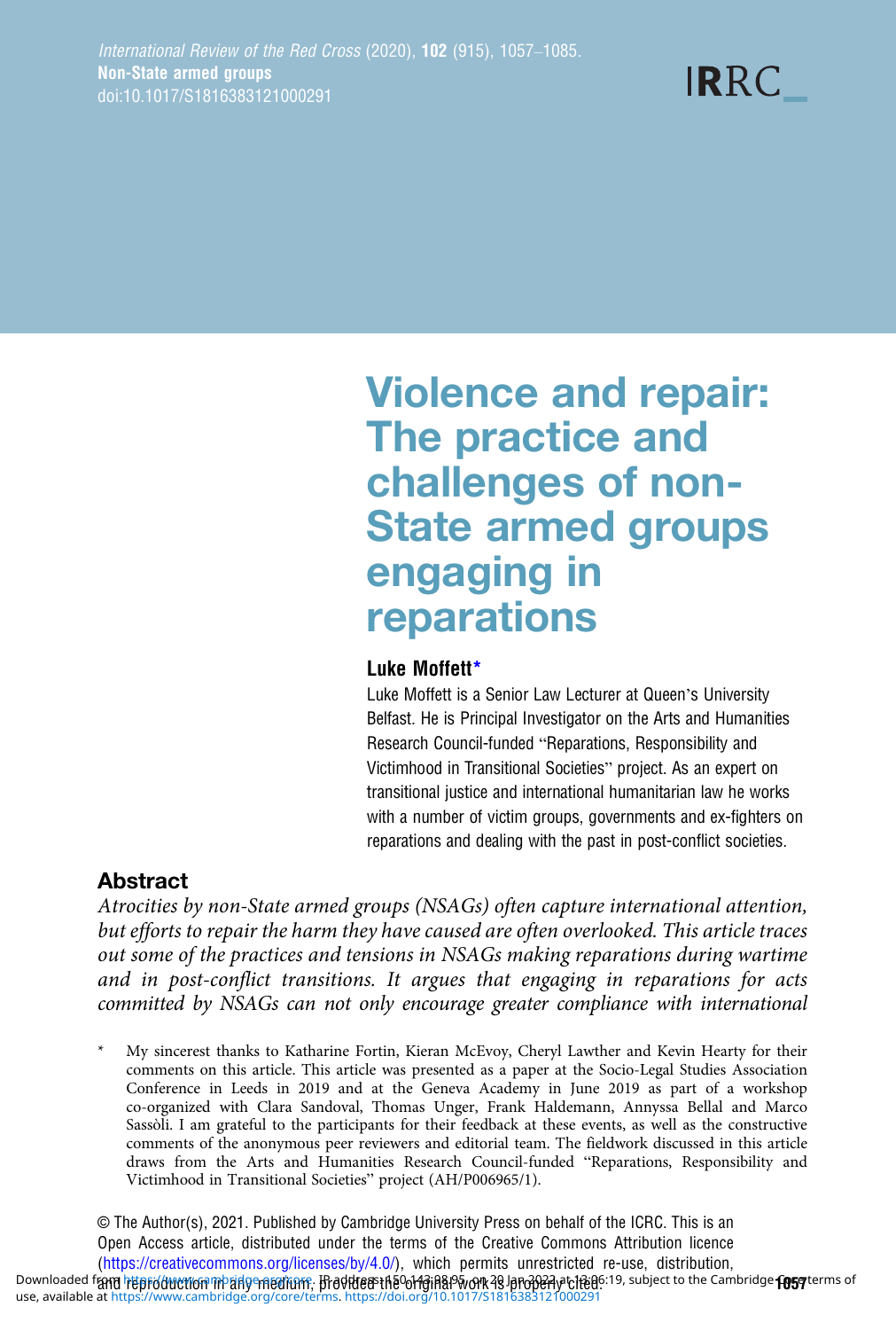# Violence and repair: The practice and challenges of non-State armed groups engaging in reparations

**Luke Moffett***

Luke Moffett is a Senior Law Lecturer at Queen's University Belfast. He is Principal Investigator on the Arts and Humanities Research Council-funded "Reparations, Responsibility and Victimhood in Transitional Societies" project. As an expert on transitional justice and international humanitarian law he works with a number of victim groups, governments and ex-fighters on reparations and dealing with the past in post-conflict societies.

## Abstract

*Atrocities by non-State armed groups (NSAGs) often capture international attention, but efforts to repair the harm they have caused are often overlooked. This article traces out some of the practices and tensions in NSAGs making reparations during wartime and in post-conflict transitions. It argues that engaging in reparations for acts committed by NSAGs can not only encourage greater compliance with international*

\* My sincerest thanks to Katharine Fortin, Kieran McEvoy, Cheryl Lawther and Kevin Hearty for their comments on this article. This article was presented as a paper at the Socio-Legal Studies Association Conference in Leeds in 2019 and at the Geneva Academy in June 2019 as part of a workshop co-organized with Clara Sandoval, Thomas Unger, Frank Haldemann, Annyssa Bellal and Marco Sassòli. I am grateful to the participants for their feedback at these events, as well as the constructive comments of the anonymous peer reviewers and editorial team. The fieldwork discussed in this article draws from the Arts and Humanities Research Council-funded "Reparations, Responsibility and Victimhood in Transitional Societies" project (AH/P006965/1).

© The Author(s), 2021. Published by Cambridge University Press on behalf of the ICRC. This is an Open Access article, distributed under the terms of the Creative Commons Attribution licence (https://creativecommons.org/licenses/by/4.0/), which permits unrestricted re-use, distribution, and reproduction in any medium, provided the original work is properly cited.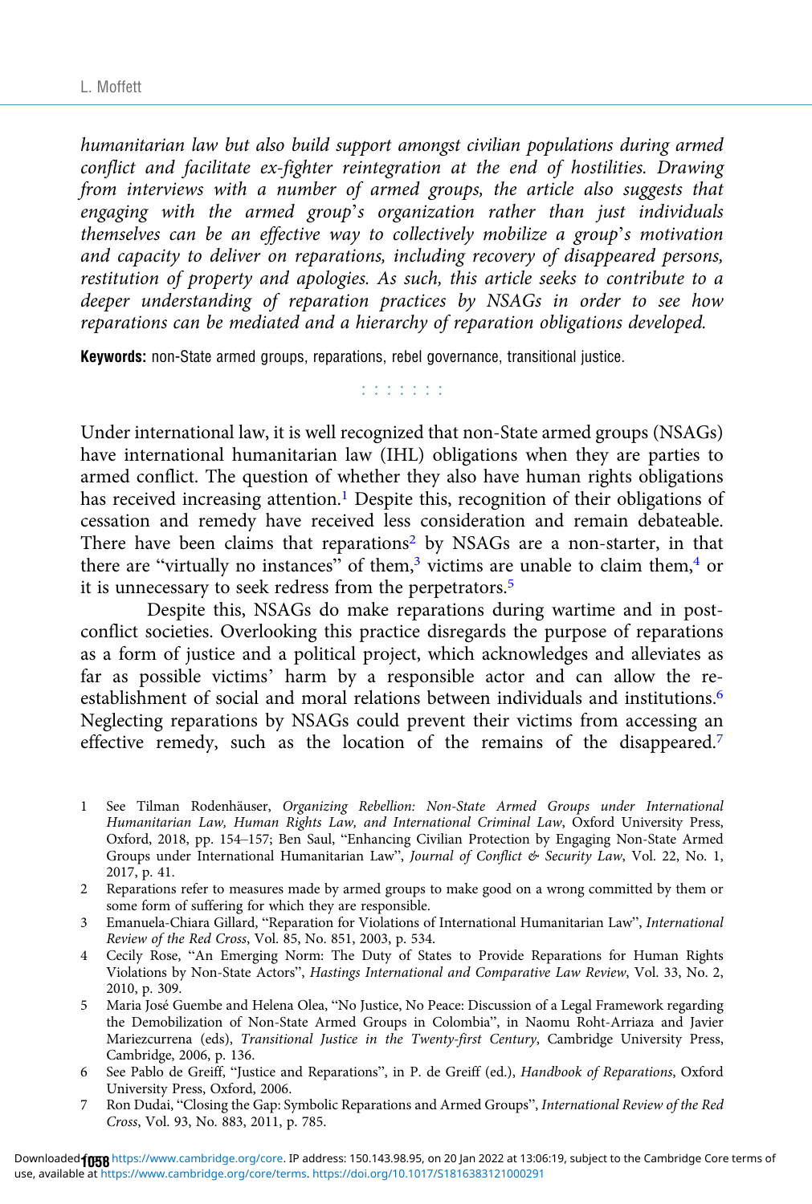*humanitarian law but also build support amongst civilian populations during armed conflict and facilitate ex-fighter reintegration at the end of hostilities. Drawing from interviews with a number of armed groups, the article also suggests that engaging with the armed group's organization rather than just individuals themselves can be an effective way to collectively mobilize a group's motivation and capacity to deliver on reparations, including recovery of disappeared persons, restitution of property and apologies. As such, this article seeks to contribute to a deeper understanding of reparation practices by NSAGs in order to see how reparations can be mediated and a hierarchy of reparation obligations developed.*

**Keywords:** non-State armed groups, reparations, rebel governance, transitional justice.

⁚⁚⁚⁚⁚⁚⁚

Under international law, it is well recognized that non-State armed groups (NSAGs) have international humanitarian law (IHL) obligations when they are parties to armed conflict. The question of whether they also have human rights obligations has received increasing attention.[1] Despite this, recognition of their obligations of cessation and remedy have received less consideration and remain debateable. There have been claims that reparations[2] by NSAGs are a non-starter, in that there are "virtually no instances" of them,[3] victims are unable to claim them,[4] or it is unnecessary to seek redress from the perpetrators.[5]

Despite this, NSAGs do make reparations during wartime and in post-conflict societies. Overlooking this practice disregards the purpose of reparations as a form of justice and a political project, which acknowledges and alleviates as far as possible victims' harm by a responsible actor and can allow the re-establishment of social and moral relations between individuals and institutions.[6] Neglecting reparations by NSAGs could prevent their victims from accessing an effective remedy, such as the location of the remains of the disappeared.[7]

1 See Tilman Rodenhäuser, *Organizing Rebellion: Non-State Armed Groups under International Humanitarian Law, Human Rights Law, and International Criminal Law*, Oxford University Press, Oxford, 2018, pp. 154–157; Ben Saul, "Enhancing Civilian Protection by Engaging Non-State Armed Groups under International Humanitarian Law", *Journal of Conflict & Security Law*, Vol. 22, No. 1, 2017, p. 41.

2 Reparations refer to measures made by armed groups to make good on a wrong committed by them or some form of suffering for which they are responsible.

3 Emanuela-Chiara Gillard, "Reparation for Violations of International Humanitarian Law", *International Review of the Red Cross*, Vol. 85, No. 851, 2003, p. 534.

4 Cecily Rose, "An Emerging Norm: The Duty of States to Provide Reparations for Human Rights Violations by Non-State Actors", *Hastings International and Comparative Law Review*, Vol. 33, No. 2, 2010, p. 309.

5 Maria José Guembe and Helena Olea, "No Justice, No Peace: Discussion of a Legal Framework regarding the Demobilization of Non-State Armed Groups in Colombia", in Naomu Roht-Arriaza and Javier Mariezcurrena (eds), *Transitional Justice in the Twenty-first Century*, Cambridge University Press, Cambridge, 2006, p. 136.

6 See Pablo de Greiff, "Justice and Reparations", in P. de Greiff (ed.), *Handbook of Reparations*, Oxford University Press, Oxford, 2006.

7 Ron Dudai, "Closing the Gap: Symbolic Reparations and Armed Groups", *International Review of the Red Cross*, Vol. 93, No. 883, 2011, p. 785.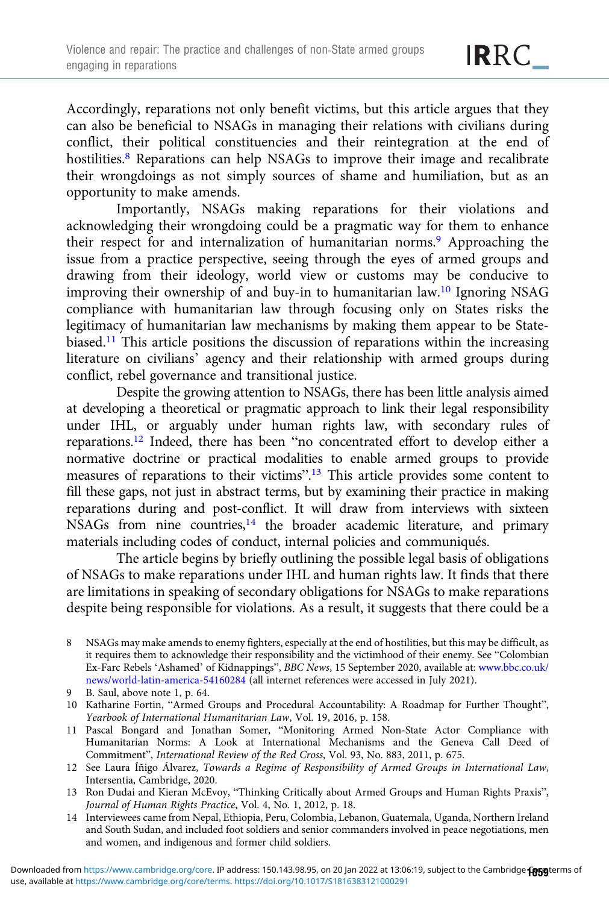Accordingly, reparations not only benefit victims, but this article argues that they can also be beneficial to NSAGs in managing their relations with civilians during conflict, their political constituencies and their reintegration at the end of hostilities.[8] Reparations can help NSAGs to improve their image and recalibrate their wrongdoings as not simply sources of shame and humiliation, but as an opportunity to make amends.

Importantly, NSAGs making reparations for their violations and acknowledging their wrongdoing could be a pragmatic way for them to enhance their respect for and internalization of humanitarian norms.[9] Approaching the issue from a practice perspective, seeing through the eyes of armed groups and drawing from their ideology, world view or customs may be conducive to improving their ownership of and buy-in to humanitarian law.[10] Ignoring NSAG compliance with humanitarian law through focusing only on States risks the legitimacy of humanitarian law mechanisms by making them appear to be State-biased.[11] This article positions the discussion of reparations within the increasing literature on civilians' agency and their relationship with armed groups during conflict, rebel governance and transitional justice.

Despite the growing attention to NSAGs, there has been little analysis aimed at developing a theoretical or pragmatic approach to link their legal responsibility under IHL, or arguably under human rights law, with secondary rules of reparations.[12] Indeed, there has been "no concentrated effort to develop either a normative doctrine or practical modalities to enable armed groups to provide measures of reparations to their victims".[13] This article provides some content to fill these gaps, not just in abstract terms, but by examining their practice in making reparations during and post-conflict. It will draw from interviews with sixteen NSAGs from nine countries,[14] the broader academic literature, and primary materials including codes of conduct, internal policies and communiqués.

The article begins by briefly outlining the possible legal basis of obligations of NSAGs to make reparations under IHL and human rights law. It finds that there are limitations in speaking of secondary obligations for NSAGs to make reparations despite being responsible for violations. As a result, it suggests that there could be a

---

8 NSAGs may make amends to enemy fighters, especially at the end of hostilities, but this may be difficult, as it requires them to acknowledge their responsibility and the victimhood of their enemy. See "Colombian Ex-Farc Rebels 'Ashamed' of Kidnappings", *BBC News*, 15 September 2020, available at: www.bbc.co.uk/news/world-latin-america-54160284 (all internet references were accessed in July 2021).

9 B. Saul, above note 1, p. 64.

10 Katharine Fortin, "Armed Groups and Procedural Accountability: A Roadmap for Further Thought", *Yearbook of International Humanitarian Law*, Vol. 19, 2016, p. 158.

11 Pascal Bongard and Jonathan Somer, "Monitoring Armed Non-State Actor Compliance with Humanitarian Norms: A Look at International Mechanisms and the Geneva Call Deed of Commitment", *International Review of the Red Cross*, Vol. 93, No. 883, 2011, p. 675.

12 See Laura Íñigo Álvarez, *Towards a Regime of Responsibility of Armed Groups in International Law*, Intersentia, Cambridge, 2020.

13 Ron Dudai and Kieran McEvoy, "Thinking Critically about Armed Groups and Human Rights Praxis", *Journal of Human Rights Practice*, Vol. 4, No. 1, 2012, p. 18.

14 Interviewees came from Nepal, Ethiopia, Peru, Colombia, Lebanon, Guatemala, Uganda, Northern Ireland and South Sudan, and included foot soldiers and senior commanders involved in peace negotiations, men and women, and indigenous and former child soldiers.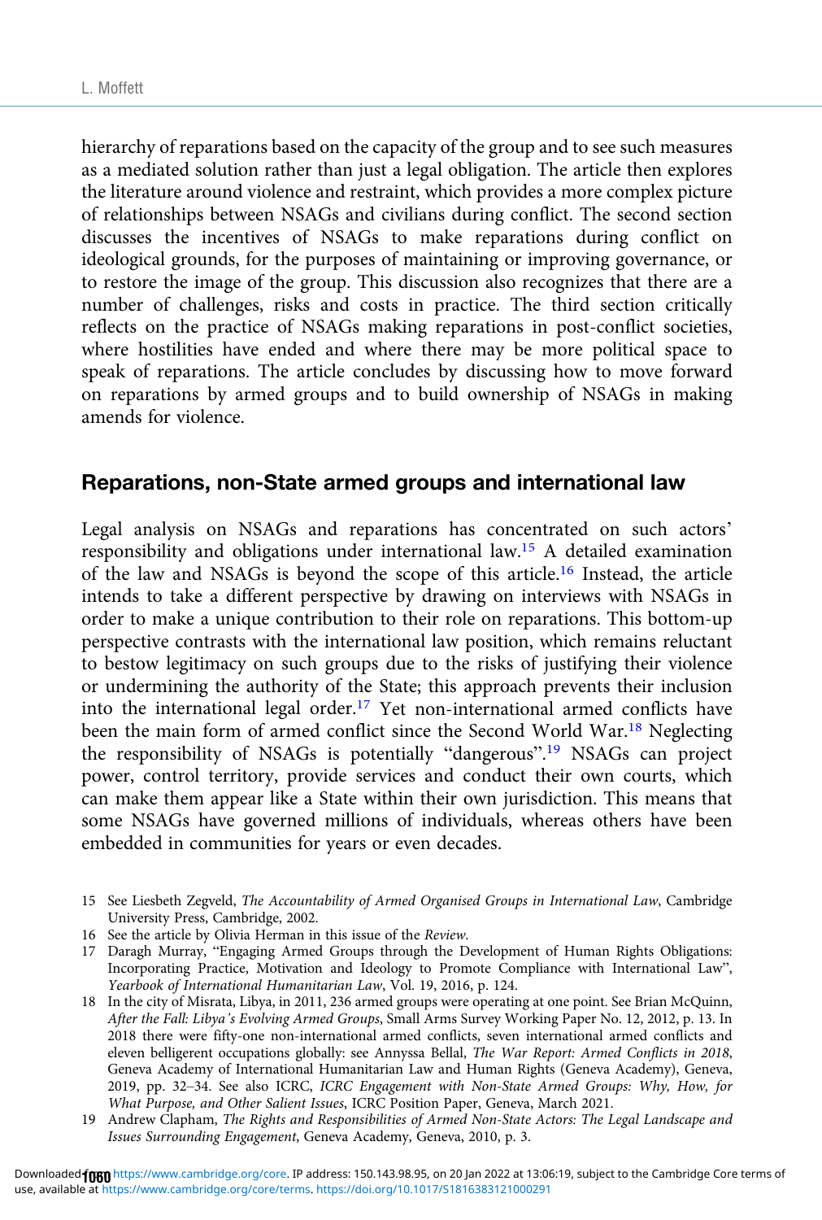hierarchy of reparations based on the capacity of the group and to see such measures as a mediated solution rather than just a legal obligation. The article then explores the literature around violence and restraint, which provides a more complex picture of relationships between NSAGs and civilians during conflict. The second section discusses the incentives of NSAGs to make reparations during conflict on ideological grounds, for the purposes of maintaining or improving governance, or to restore the image of the group. This discussion also recognizes that there are a number of challenges, risks and costs in practice. The third section critically reflects on the practice of NSAGs making reparations in post-conflict societies, where hostilities have ended and where there may be more political space to speak of reparations. The article concludes by discussing how to move forward on reparations by armed groups and to build ownership of NSAGs in making amends for violence.

## Reparations, non-State armed groups and international law

Legal analysis on NSAGs and reparations has concentrated on such actors' responsibility and obligations under international law.[15] A detailed examination of the law and NSAGs is beyond the scope of this article.[16] Instead, the article intends to take a different perspective by drawing on interviews with NSAGs in order to make a unique contribution to their role on reparations. This bottom-up perspective contrasts with the international law position, which remains reluctant to bestow legitimacy on such groups due to the risks of justifying their violence or undermining the authority of the State; this approach prevents their inclusion into the international legal order.[17] Yet non-international armed conflicts have been the main form of armed conflict since the Second World War.[18] Neglecting the responsibility of NSAGs is potentially "dangerous".[19] NSAGs can project power, control territory, provide services and conduct their own courts, which can make them appear like a State within their own jurisdiction. This means that some NSAGs have governed millions of individuals, whereas others have been embedded in communities for years or even decades.

15 See Liesbeth Zegveld, *The Accountability of Armed Organised Groups in International Law*, Cambridge University Press, Cambridge, 2002.

16 See the article by Olivia Herman in this issue of the *Review*.

17 Daragh Murray, "Engaging Armed Groups through the Development of Human Rights Obligations: Incorporating Practice, Motivation and Ideology to Promote Compliance with International Law", *Yearbook of International Humanitarian Law*, Vol. 19, 2016, p. 124.

18 In the city of Misrata, Libya, in 2011, 236 armed groups were operating at one point. See Brian McQuinn, *After the Fall: Libya's Evolving Armed Groups*, Small Arms Survey Working Paper No. 12, 2012, p. 13. In 2018 there were fifty-one non-international armed conflicts, seven international armed conflicts and eleven belligerent occupations globally: see Annyssa Bellal, *The War Report: Armed Conflicts in 2018*, Geneva Academy of International Humanitarian Law and Human Rights (Geneva Academy), Geneva, 2019, pp. 32–34. See also ICRC, *ICRC Engagement with Non-State Armed Groups: Why, How, for What Purpose, and Other Salient Issues*, ICRC Position Paper, Geneva, March 2021.

19 Andrew Clapham, *The Rights and Responsibilities of Armed Non-State Actors: The Legal Landscape and Issues Surrounding Engagement*, Geneva Academy, Geneva, 2010, p. 3.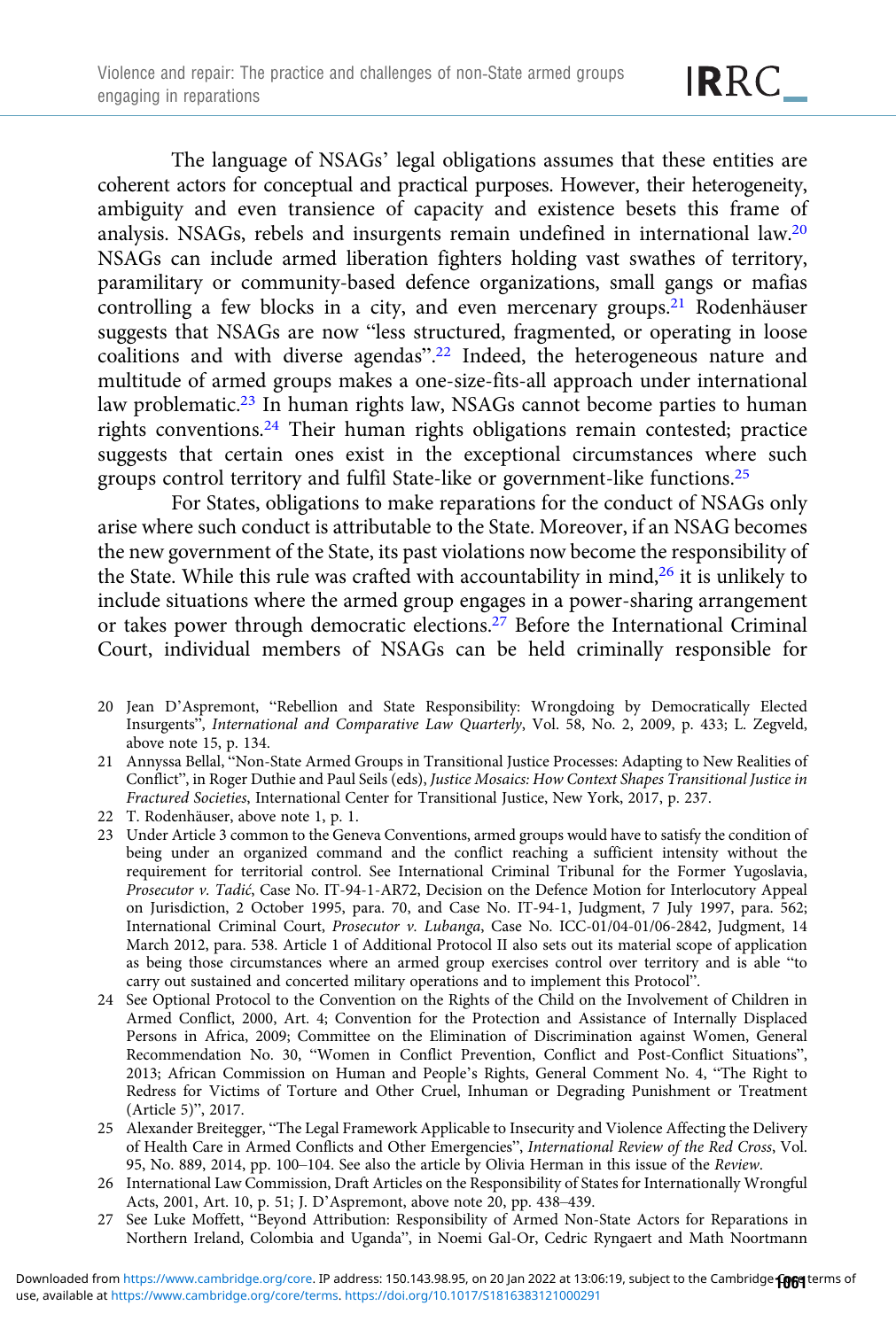The language of NSAGs' legal obligations assumes that these entities are coherent actors for conceptual and practical purposes. However, their heterogeneity, ambiguity and even transience of capacity and existence besets this frame of analysis. NSAGs, rebels and insurgents remain undefined in international law.[20] NSAGs can include armed liberation fighters holding vast swathes of territory, paramilitary or community-based defence organizations, small gangs or mafias controlling a few blocks in a city, and even mercenary groups.[21] Rodenhäuser suggests that NSAGs are now "less structured, fragmented, or operating in loose coalitions and with diverse agendas".[22] Indeed, the heterogeneous nature and multitude of armed groups makes a one-size-fits-all approach under international law problematic.[23] In human rights law, NSAGs cannot become parties to human rights conventions.[24] Their human rights obligations remain contested; practice suggests that certain ones exist in the exceptional circumstances where such groups control territory and fulfil State-like or government-like functions.[25]

For States, obligations to make reparations for the conduct of NSAGs only arise where such conduct is attributable to the State. Moreover, if an NSAG becomes the new government of the State, its past violations now become the responsibility of the State. While this rule was crafted with accountability in mind,[26] it is unlikely to include situations where the armed group engages in a power-sharing arrangement or takes power through democratic elections.[27] Before the International Criminal Court, individual members of NSAGs can be held criminally responsible for

20 Jean D'Aspremont, "Rebellion and State Responsibility: Wrongdoing by Democratically Elected Insurgents", *International and Comparative Law Quarterly*, Vol. 58, No. 2, 2009, p. 433; L. Zegveld, above note 15, p. 134.

21 Annyssa Bellal, "Non-State Armed Groups in Transitional Justice Processes: Adapting to New Realities of Conflict", in Roger Duthie and Paul Seils (eds), *Justice Mosaics: How Context Shapes Transitional Justice in Fractured Societies*, International Center for Transitional Justice, New York, 2017, p. 237.

22 T. Rodenhäuser, above note 1, p. 1.

23 Under Article 3 common to the Geneva Conventions, armed groups would have to satisfy the condition of being under an organized command and the conflict reaching a sufficient intensity without the requirement for territorial control. See International Criminal Tribunal for the Former Yugoslavia, *Prosecutor v. Tadić*, Case No. IT-94-1-AR72, Decision on the Defence Motion for Interlocutory Appeal on Jurisdiction, 2 October 1995, para. 70, and Case No. IT-94-1, Judgment, 7 July 1997, para. 562; International Criminal Court, *Prosecutor v. Lubanga*, Case No. ICC-01/04-01/06-2842, Judgment, 14 March 2012, para. 538. Article 1 of Additional Protocol II also sets out its material scope of application as being those circumstances where an armed group exercises control over territory and is able "to carry out sustained and concerted military operations and to implement this Protocol".

24 See Optional Protocol to the Convention on the Rights of the Child on the Involvement of Children in Armed Conflict, 2000, Art. 4; Convention for the Protection and Assistance of Internally Displaced Persons in Africa, 2009; Committee on the Elimination of Discrimination against Women, General Recommendation No. 30, "Women in Conflict Prevention, Conflict and Post-Conflict Situations", 2013; African Commission on Human and People's Rights, General Comment No. 4, "The Right to Redress for Victims of Torture and Other Cruel, Inhuman or Degrading Punishment or Treatment (Article 5)", 2017.

25 Alexander Breitegger, "The Legal Framework Applicable to Insecurity and Violence Affecting the Delivery of Health Care in Armed Conflicts and Other Emergencies", *International Review of the Red Cross*, Vol. 95, No. 889, 2014, pp. 100–104. See also the article by Olivia Herman in this issue of the *Review*.

26 International Law Commission, Draft Articles on the Responsibility of States for Internationally Wrongful Acts, 2001, Art. 10, p. 51; J. D'Aspremont, above note 20, pp. 438–439.

27 See Luke Moffett, "Beyond Attribution: Responsibility of Armed Non-State Actors for Reparations in Northern Ireland, Colombia and Uganda", in Noemi Gal-Or, Cedric Ryngaert and Math Noortmann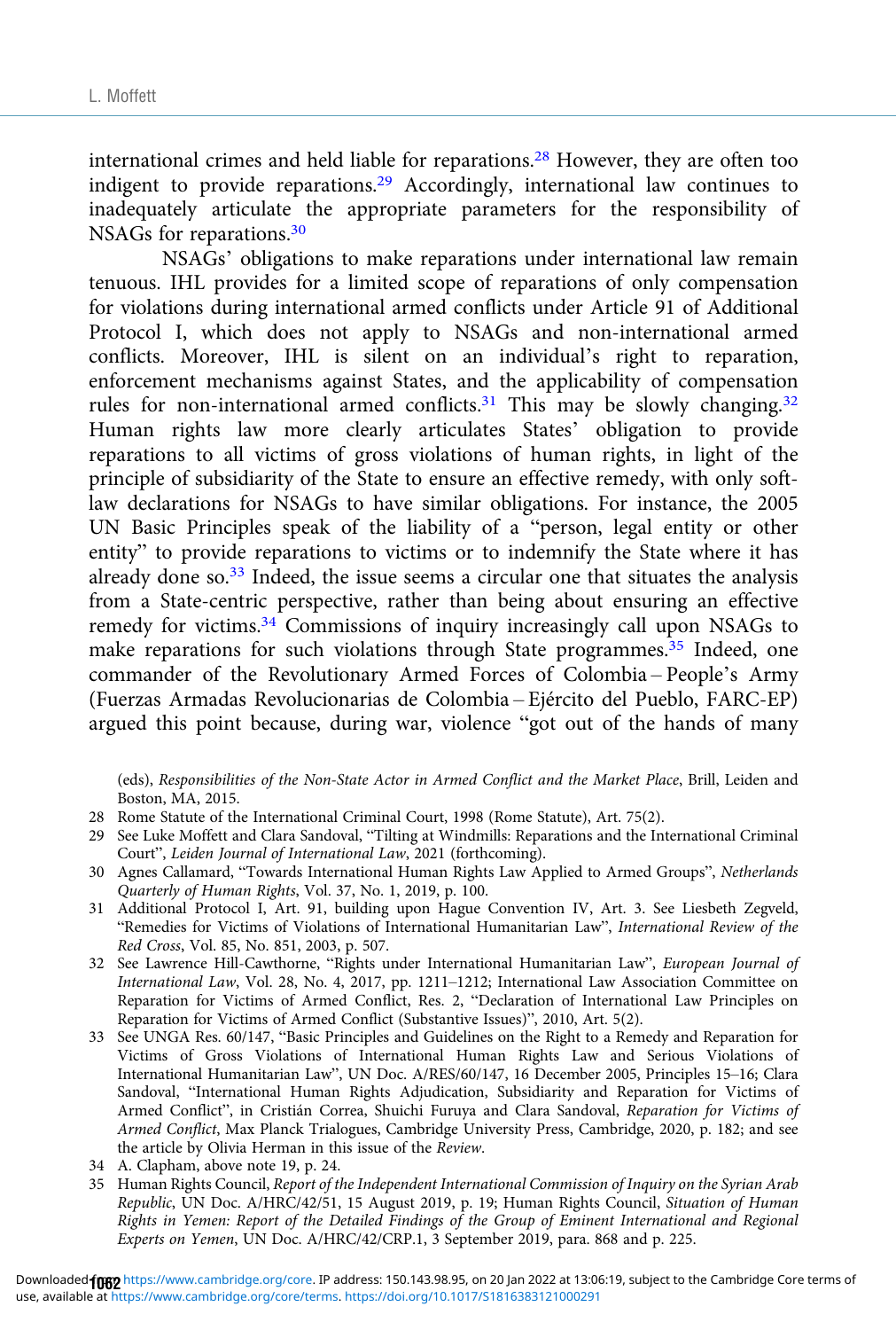international crimes and held liable for reparations.[28] However, they are often too indigent to provide reparations.[29] Accordingly, international law continues to inadequately articulate the appropriate parameters for the responsibility of NSAGs for reparations.[30]

NSAGs' obligations to make reparations under international law remain tenuous. IHL provides for a limited scope of reparations of only compensation for violations during international armed conflicts under Article 91 of Additional Protocol I, which does not apply to NSAGs and non-international armed conflicts. Moreover, IHL is silent on an individual's right to reparation, enforcement mechanisms against States, and the applicability of compensation rules for non-international armed conflicts.[31] This may be slowly changing.[32] Human rights law more clearly articulates States' obligation to provide reparations to all victims of gross violations of human rights, in light of the principle of subsidiarity of the State to ensure an effective remedy, with only soft-law declarations for NSAGs to have similar obligations. For instance, the 2005 UN Basic Principles speak of the liability of a "person, legal entity or other entity" to provide reparations to victims or to indemnify the State where it has already done so.[33] Indeed, the issue seems a circular one that situates the analysis from a State-centric perspective, rather than being about ensuring an effective remedy for victims.[34] Commissions of inquiry increasingly call upon NSAGs to make reparations for such violations through State programmes.[35] Indeed, one commander of the Revolutionary Armed Forces of Colombia – People's Army (Fuerzas Armadas Revolucionarias de Colombia – Ejército del Pueblo, FARC-EP) argued this point because, during war, violence "got out of the hands of many

(eds), *Responsibilities of the Non-State Actor in Armed Conflict and the Market Place*, Brill, Leiden and Boston, MA, 2015.

28 Rome Statute of the International Criminal Court, 1998 (Rome Statute), Art. 75(2).

29 See Luke Moffett and Clara Sandoval, "Tilting at Windmills: Reparations and the International Criminal Court", *Leiden Journal of International Law*, 2021 (forthcoming).

30 Agnes Callamard, "Towards International Human Rights Law Applied to Armed Groups", *Netherlands Quarterly of Human Rights*, Vol. 37, No. 1, 2019, p. 100.

31 Additional Protocol I, Art. 91, building upon Hague Convention IV, Art. 3. See Liesbeth Zegveld, "Remedies for Victims of Violations of International Humanitarian Law", *International Review of the Red Cross*, Vol. 85, No. 851, 2003, p. 507.

32 See Lawrence Hill-Cawthorne, "Rights under International Humanitarian Law", *European Journal of International Law*, Vol. 28, No. 4, 2017, pp. 1211–1212; International Law Association Committee on Reparation for Victims of Armed Conflict, Res. 2, "Declaration of International Law Principles on Reparation for Victims of Armed Conflict (Substantive Issues)", 2010, Art. 5(2).

33 See UNGA Res. 60/147, "Basic Principles and Guidelines on the Right to a Remedy and Reparation for Victims of Gross Violations of International Human Rights Law and Serious Violations of International Humanitarian Law", UN Doc. A/RES/60/147, 16 December 2005, Principles 15–16; Clara Sandoval, "International Human Rights Adjudication, Subsidiarity and Reparation for Victims of Armed Conflict", in Cristián Correa, Shuichi Furuya and Clara Sandoval, *Reparation for Victims of Armed Conflict*, Max Planck Trialogues, Cambridge University Press, Cambridge, 2020, p. 182; and see the article by Olivia Herman in this issue of the *Review*.

34 A. Clapham, above note 19, p. 24.

35 Human Rights Council, *Report of the Independent International Commission of Inquiry on the Syrian Arab Republic*, UN Doc. A/HRC/42/51, 15 August 2019, p. 19; Human Rights Council, *Situation of Human Rights in Yemen: Report of the Detailed Findings of the Group of Eminent International and Regional Experts on Yemen*, UN Doc. A/HRC/42/CRP.1, 3 September 2019, para. 868 and p. 225.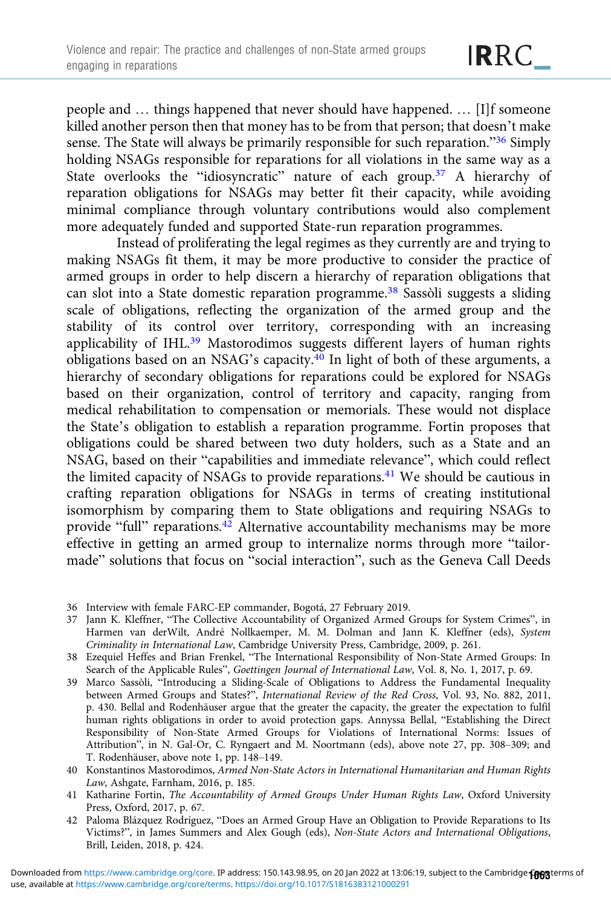people and … things happened that never should have happened. … [I]f someone killed another person then that money has to be from that person; that doesn't make sense. The State will always be primarily responsible for such reparation."[36] Simply holding NSAGs responsible for reparations for all violations in the same way as a State overlooks the "idiosyncratic" nature of each group.[37] A hierarchy of reparation obligations for NSAGs may better fit their capacity, while avoiding minimal compliance through voluntary contributions would also complement more adequately funded and supported State-run reparation programmes.

Instead of proliferating the legal regimes as they currently are and trying to making NSAGs fit them, it may be more productive to consider the practice of armed groups in order to help discern a hierarchy of reparation obligations that can slot into a State domestic reparation programme.[38] Sassòli suggests a sliding scale of obligations, reflecting the organization of the armed group and the stability of its control over territory, corresponding with an increasing applicability of IHL.[39] Mastorodimos suggests different layers of human rights obligations based on an NSAG's capacity.[40] In light of both of these arguments, a hierarchy of secondary obligations for reparations could be explored for NSAGs based on their organization, control of territory and capacity, ranging from medical rehabilitation to compensation or memorials. These would not displace the State's obligation to establish a reparation programme. Fortin proposes that obligations could be shared between two duty holders, such as a State and an NSAG, based on their "capabilities and immediate relevance", which could reflect the limited capacity of NSAGs to provide reparations.[41] We should be cautious in crafting reparation obligations for NSAGs in terms of creating institutional isomorphism by comparing them to State obligations and requiring NSAGs to provide "full" reparations.[42] Alternative accountability mechanisms may be more effective in getting an armed group to internalize norms through more "tailor-made" solutions that focus on "social interaction", such as the Geneva Call Deeds

36 Interview with female FARC-EP commander, Bogotá, 27 February 2019.

37 Jann K. Kleffner, "The Collective Accountability of Organized Armed Groups for System Crimes", in Harmen van derWilt, André Nollkaemper, M. M. Dolman and Jann K. Kleffner (eds), *System Criminality in International Law*, Cambridge University Press, Cambridge, 2009, p. 261.

38 Ezequiel Heffes and Brian Frenkel, "The International Responsibility of Non-State Armed Groups: In Search of the Applicable Rules", *Goettingen Journal of International Law*, Vol. 8, No. 1, 2017, p. 69.

39 Marco Sassòli, "Introducing a Sliding-Scale of Obligations to Address the Fundamental Inequality between Armed Groups and States?", *International Review of the Red Cross*, Vol. 93, No. 882, 2011, p. 430. Bellal and Rodenhäuser argue that the greater the capacity, the greater the expectation to fulfil human rights obligations in order to avoid protection gaps. Annyssa Bellal, "Establishing the Direct Responsibility of Non-State Armed Groups for Violations of International Norms: Issues of Attribution", in N. Gal-Or, C. Ryngaert and M. Noortmann (eds), above note 27, pp. 308–309; and T. Rodenhäuser, above note 1, pp. 148–149.

40 Konstantinos Mastorodimos, *Armed Non-State Actors in International Humanitarian and Human Rights Law*, Ashgate, Farnham, 2016, p. 185.

41 Katharine Fortin, *The Accountability of Armed Groups Under Human Rights Law*, Oxford University Press, Oxford, 2017, p. 67.

42 Paloma Blázquez Rodríguez, "Does an Armed Group Have an Obligation to Provide Reparations to Its Victims?", in James Summers and Alex Gough (eds), *Non-State Actors and International Obligations*, Brill, Leiden, 2018, p. 424.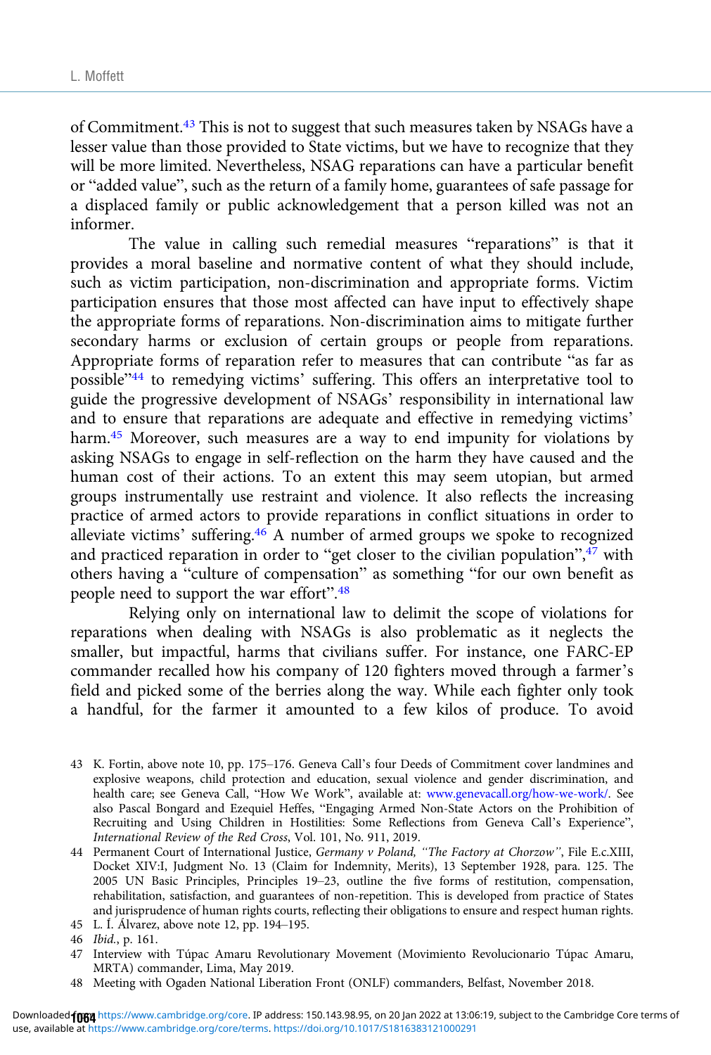of Commitment.[43] This is not to suggest that such measures taken by NSAGs have a lesser value than those provided to State victims, but we have to recognize that they will be more limited. Nevertheless, NSAG reparations can have a particular benefit or "added value", such as the return of a family home, guarantees of safe passage for a displaced family or public acknowledgement that a person killed was not an informer.

The value in calling such remedial measures "reparations" is that it provides a moral baseline and normative content of what they should include, such as victim participation, non-discrimination and appropriate forms. Victim participation ensures that those most affected can have input to effectively shape the appropriate forms of reparations. Non-discrimination aims to mitigate further secondary harms or exclusion of certain groups or people from reparations. Appropriate forms of reparation refer to measures that can contribute "as far as possible"[44] to remedying victims' suffering. This offers an interpretative tool to guide the progressive development of NSAGs' responsibility in international law and to ensure that reparations are adequate and effective in remedying victims' harm.[45] Moreover, such measures are a way to end impunity for violations by asking NSAGs to engage in self-reflection on the harm they have caused and the human cost of their actions. To an extent this may seem utopian, but armed groups instrumentally use restraint and violence. It also reflects the increasing practice of armed actors to provide reparations in conflict situations in order to alleviate victims' suffering.[46] A number of armed groups we spoke to recognized and practiced reparation in order to "get closer to the civilian population",[47] with others having a "culture of compensation" as something "for our own benefit as people need to support the war effort".[48]

Relying only on international law to delimit the scope of violations for reparations when dealing with NSAGs is also problematic as it neglects the smaller, but impactful, harms that civilians suffer. For instance, one FARC-EP commander recalled how his company of 120 fighters moved through a farmer's field and picked some of the berries along the way. While each fighter only took a handful, for the farmer it amounted to a few kilos of produce. To avoid

43 K. Fortin, above note 10, pp. 175–176. Geneva Call's four Deeds of Commitment cover landmines and explosive weapons, child protection and education, sexual violence and gender discrimination, and health care; see Geneva Call, "How We Work", available at: www.genevacall.org/how-we-work/. See also Pascal Bongard and Ezequiel Heffes, "Engaging Armed Non-State Actors on the Prohibition of Recruiting and Using Children in Hostilities: Some Reflections from Geneva Call's Experience", *International Review of the Red Cross*, Vol. 101, No. 911, 2019.

44 Permanent Court of International Justice, *Germany v Poland, "The Factory at Chorzow"*, File E.c.XIII, Docket XIV:I, Judgment No. 13 (Claim for Indemnity, Merits), 13 September 1928, para. 125. The 2005 UN Basic Principles, Principles 19–23, outline the five forms of restitution, compensation, rehabilitation, satisfaction, and guarantees of non-repetition. This is developed from practice of States and jurisprudence of human rights courts, reflecting their obligations to ensure and respect human rights.

45 L. Í. Álvarez, above note 12, pp. 194–195.

46 *Ibid.*, p. 161.

47 Interview with Túpac Amaru Revolutionary Movement (Movimiento Revolucionario Túpac Amaru, MRTA) commander, Lima, May 2019.

48 Meeting with Ogaden National Liberation Front (ONLF) commanders, Belfast, November 2018.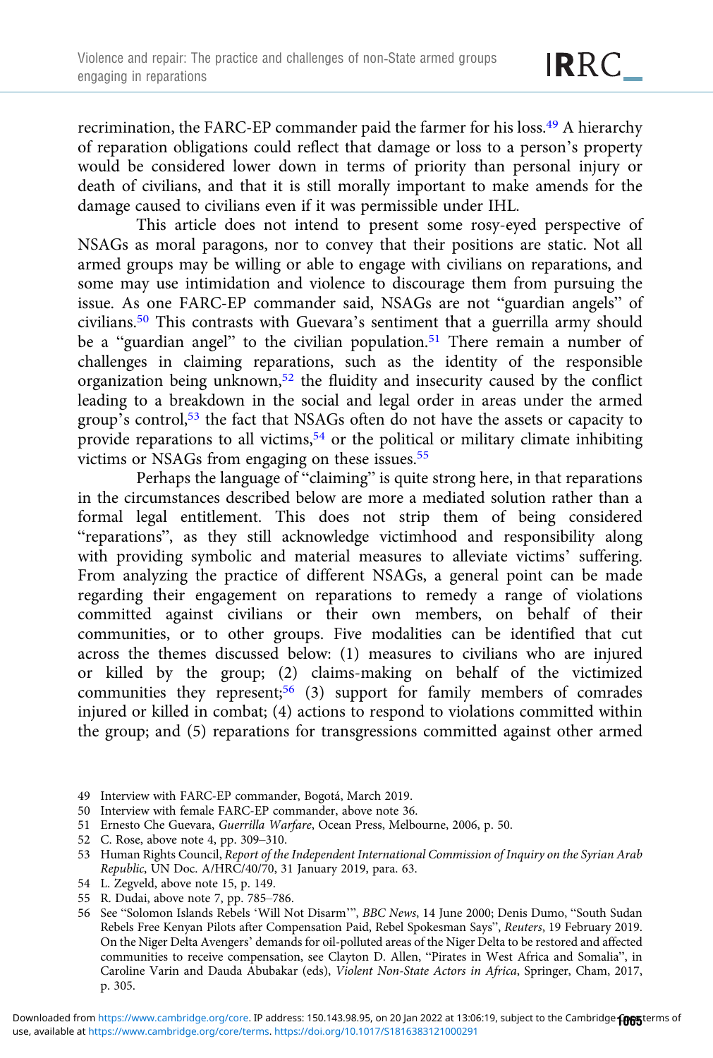recrimination, the FARC-EP commander paid the farmer for his loss.[49] A hierarchy of reparation obligations could reflect that damage or loss to a person's property would be considered lower down in terms of priority than personal injury or death of civilians, and that it is still morally important to make amends for the damage caused to civilians even if it was permissible under IHL.

This article does not intend to present some rosy-eyed perspective of NSAGs as moral paragons, nor to convey that their positions are static. Not all armed groups may be willing or able to engage with civilians on reparations, and some may use intimidation and violence to discourage them from pursuing the issue. As one FARC-EP commander said, NSAGs are not "guardian angels" of civilians.[50] This contrasts with Guevara's sentiment that a guerrilla army should be a "guardian angel" to the civilian population.[51] There remain a number of challenges in claiming reparations, such as the identity of the responsible organization being unknown,[52] the fluidity and insecurity caused by the conflict leading to a breakdown in the social and legal order in areas under the armed group's control,[53] the fact that NSAGs often do not have the assets or capacity to provide reparations to all victims,[54] or the political or military climate inhibiting victims or NSAGs from engaging on these issues.[55]

Perhaps the language of "claiming" is quite strong here, in that reparations in the circumstances described below are more a mediated solution rather than a formal legal entitlement. This does not strip them of being considered "reparations", as they still acknowledge victimhood and responsibility along with providing symbolic and material measures to alleviate victims' suffering. From analyzing the practice of different NSAGs, a general point can be made regarding their engagement on reparations to remedy a range of violations committed against civilians or their own members, on behalf of their communities, or to other groups. Five modalities can be identified that cut across the themes discussed below: (1) measures to civilians who are injured or killed by the group; (2) claims-making on behalf of the victimized communities they represent;[56] (3) support for family members of comrades injured or killed in combat; (4) actions to respond to violations committed within the group; and (5) reparations for transgressions committed against other armed

49 Interview with FARC-EP commander, Bogotá, March 2019.

50 Interview with female FARC-EP commander, above note 36.

51 Ernesto Che Guevara, *Guerrilla Warfare*, Ocean Press, Melbourne, 2006, p. 50.

52 C. Rose, above note 4, pp. 309–310.

53 Human Rights Council, *Report of the Independent International Commission of Inquiry on the Syrian Arab Republic*, UN Doc. A/HRC/40/70, 31 January 2019, para. 63.

54 L. Zegveld, above note 15, p. 149.

55 R. Dudai, above note 7, pp. 785–786.

56 See "Solomon Islands Rebels 'Will Not Disarm'", *BBC News*, 14 June 2000; Denis Dumo, "South Sudan Rebels Free Kenyan Pilots after Compensation Paid, Rebel Spokesman Says", *Reuters*, 19 February 2019. On the Niger Delta Avengers' demands for oil-polluted areas of the Niger Delta to be restored and affected communities to receive compensation, see Clayton D. Allen, "Pirates in West Africa and Somalia", in Caroline Varin and Dauda Abubakar (eds), *Violent Non-State Actors in Africa*, Springer, Cham, 2017, p. 305.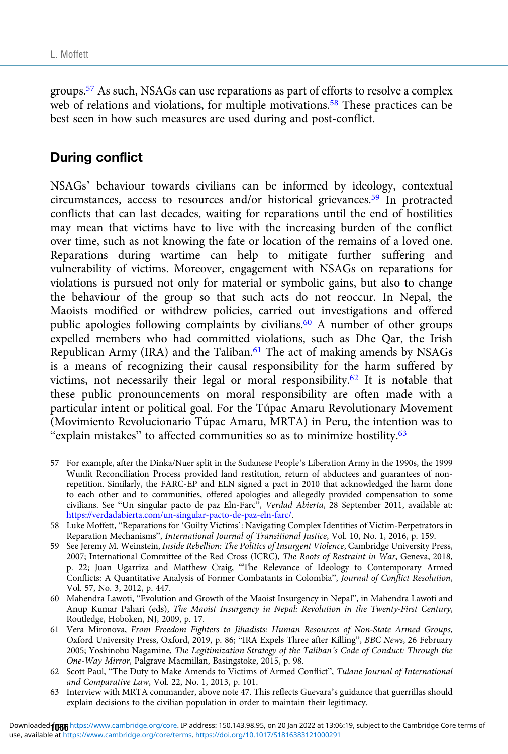groups.[57] As such, NSAGs can use reparations as part of efforts to resolve a complex web of relations and violations, for multiple motivations.[58] These practices can be best seen in how such measures are used during and post-conflict.

## During conflict

NSAGs' behaviour towards civilians can be informed by ideology, contextual circumstances, access to resources and/or historical grievances.[59] In protracted conflicts that can last decades, waiting for reparations until the end of hostilities may mean that victims have to live with the increasing burden of the conflict over time, such as not knowing the fate or location of the remains of a loved one. Reparations during wartime can help to mitigate further suffering and vulnerability of victims. Moreover, engagement with NSAGs on reparations for violations is pursued not only for material or symbolic gains, but also to change the behaviour of the group so that such acts do not reoccur. In Nepal, the Maoists modified or withdrew policies, carried out investigations and offered public apologies following complaints by civilians.[60] A number of other groups expelled members who had committed violations, such as Dhe Qar, the Irish Republican Army (IRA) and the Taliban.[61] The act of making amends by NSAGs is a means of recognizing their causal responsibility for the harm suffered by victims, not necessarily their legal or moral responsibility.[62] It is notable that these public pronouncements on moral responsibility are often made with a particular intent or political goal. For the Túpac Amaru Revolutionary Movement (Movimiento Revolucionario Túpac Amaru, MRTA) in Peru, the intention was to "explain mistakes" to affected communities so as to minimize hostility.[63]

57 For example, after the Dinka/Nuer split in the Sudanese People's Liberation Army in the 1990s, the 1999 Wunlit Reconciliation Process provided land restitution, return of abductees and guarantees of non-repetition. Similarly, the FARC-EP and ELN signed a pact in 2010 that acknowledged the harm done to each other and to communities, offered apologies and allegedly provided compensation to some civilians. See "Un singular pacto de paz Eln-Farc", *Verdad Abierta*, 28 September 2011, available at: https://verdadabierta.com/un-singular-pacto-de-paz-eln-farc/.

58 Luke Moffett, "Reparations for 'Guilty Victims': Navigating Complex Identities of Victim-Perpetrators in Reparation Mechanisms", *International Journal of Transitional Justice*, Vol. 10, No. 1, 2016, p. 159.

59 See Jeremy M. Weinstein, *Inside Rebellion: The Politics of Insurgent Violence*, Cambridge University Press, 2007; International Committee of the Red Cross (ICRC), *The Roots of Restraint in War*, Geneva, 2018, p. 22; Juan Ugarriza and Matthew Craig, "The Relevance of Ideology to Contemporary Armed Conflicts: A Quantitative Analysis of Former Combatants in Colombia", *Journal of Conflict Resolution*, Vol. 57, No. 3, 2012, p. 447.

60 Mahendra Lawoti, "Evolution and Growth of the Maoist Insurgency in Nepal", in Mahendra Lawoti and Anup Kumar Pahari (eds), *The Maoist Insurgency in Nepal: Revolution in the Twenty-First Century*, Routledge, Hoboken, NJ, 2009, p. 17.

61 Vera Mironova, *From Freedom Fighters to Jihadists: Human Resources of Non-State Armed Groups*, Oxford University Press, Oxford, 2019, p. 86; "IRA Expels Three after Killing", *BBC News*, 26 February 2005; Yoshinobu Nagamine, *The Legitimization Strategy of the Taliban's Code of Conduct: Through the One-Way Mirror*, Palgrave Macmillan, Basingstoke, 2015, p. 98.

62 Scott Paul, "The Duty to Make Amends to Victims of Armed Conflict", *Tulane Journal of International and Comparative Law*, Vol. 22, No. 1, 2013, p. 101.

63 Interview with MRTA commander, above note 47. This reflects Guevara's guidance that guerrillas should explain decisions to the civilian population in order to maintain their legitimacy.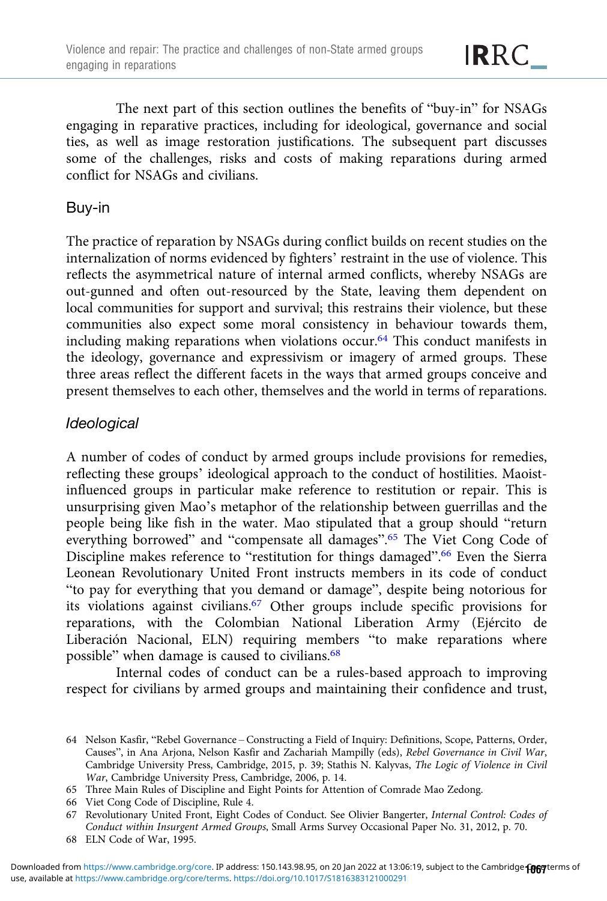The next part of this section outlines the benefits of "buy-in" for NSAGs engaging in reparative practices, including for ideological, governance and social ties, as well as image restoration justifications. The subsequent part discusses some of the challenges, risks and costs of making reparations during armed conflict for NSAGs and civilians.

## Buy-in

The practice of reparation by NSAGs during conflict builds on recent studies on the internalization of norms evidenced by fighters' restraint in the use of violence. This reflects the asymmetrical nature of internal armed conflicts, whereby NSAGs are out-gunned and often out-resourced by the State, leaving them dependent on local communities for support and survival; this restrains their violence, but these communities also expect some moral consistency in behaviour towards them, including making reparations when violations occur.[64] This conduct manifests in the ideology, governance and expressivism or imagery of armed groups. These three areas reflect the different facets in the ways that armed groups conceive and present themselves to each other, themselves and the world in terms of reparations.

### *Ideological*

A number of codes of conduct by armed groups include provisions for remedies, reflecting these groups' ideological approach to the conduct of hostilities. Maoist-influenced groups in particular make reference to restitution or repair. This is unsurprising given Mao's metaphor of the relationship between guerrillas and the people being like fish in the water. Mao stipulated that a group should "return everything borrowed" and "compensate all damages".[65] The Viet Cong Code of Discipline makes reference to "restitution for things damaged".[66] Even the Sierra Leonean Revolutionary United Front instructs members in its code of conduct "to pay for everything that you demand or damage", despite being notorious for its violations against civilians.[67] Other groups include specific provisions for reparations, with the Colombian National Liberation Army (Ejército de Liberación Nacional, ELN) requiring members "to make reparations where possible" when damage is caused to civilians.[68]

Internal codes of conduct can be a rules-based approach to improving respect for civilians by armed groups and maintaining their confidence and trust,

64 Nelson Kasfir, "Rebel Governance – Constructing a Field of Inquiry: Definitions, Scope, Patterns, Order, Causes", in Ana Arjona, Nelson Kasfir and Zachariah Mampilly (eds), *Rebel Governance in Civil War*, Cambridge University Press, Cambridge, 2015, p. 39; Stathis N. Kalyvas, *The Logic of Violence in Civil War*, Cambridge University Press, Cambridge, 2006, p. 14.

65 Three Main Rules of Discipline and Eight Points for Attention of Comrade Mao Zedong.

66 Viet Cong Code of Discipline, Rule 4.

67 Revolutionary United Front, Eight Codes of Conduct. See Olivier Bangerter, *Internal Control: Codes of Conduct within Insurgent Armed Groups*, Small Arms Survey Occasional Paper No. 31, 2012, p. 70.

68 ELN Code of War, 1995.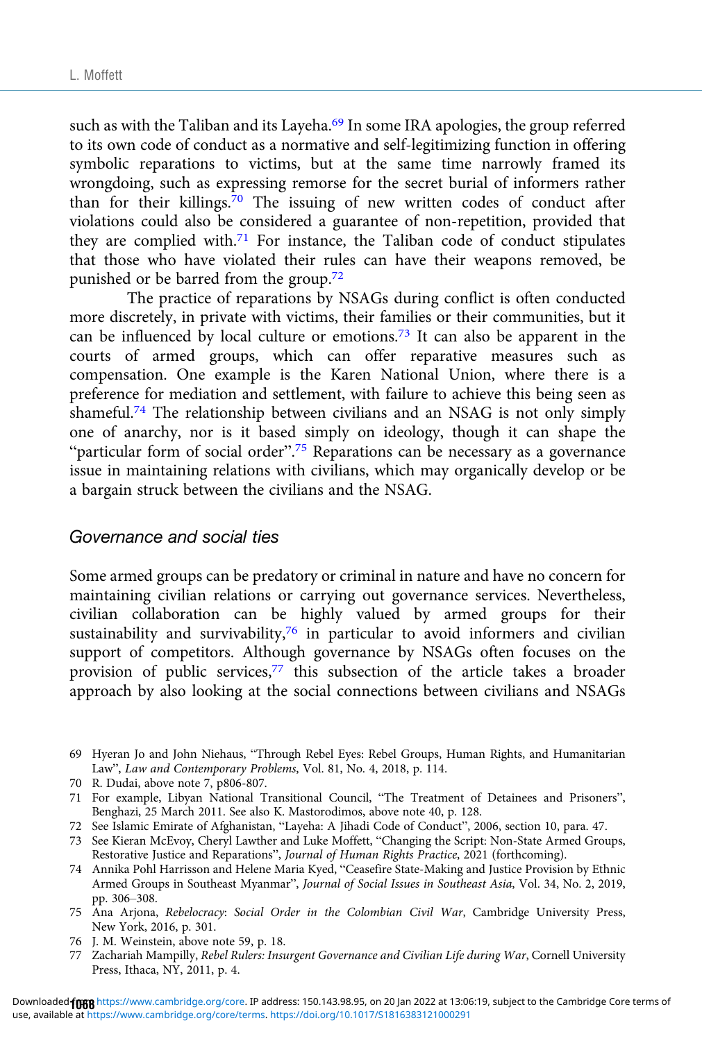such as with the Taliban and its Layeha.[69] In some IRA apologies, the group referred to its own code of conduct as a normative and self-legitimizing function in offering symbolic reparations to victims, but at the same time narrowly framed its wrongdoing, such as expressing remorse for the secret burial of informers rather than for their killings.[70] The issuing of new written codes of conduct after violations could also be considered a guarantee of non-repetition, provided that they are complied with.[71] For instance, the Taliban code of conduct stipulates that those who have violated their rules can have their weapons removed, be punished or be barred from the group.[72]

The practice of reparations by NSAGs during conflict is often conducted more discretely, in private with victims, their families or their communities, but it can be influenced by local culture or emotions.[73] It can also be apparent in the courts of armed groups, which can offer reparative measures such as compensation. One example is the Karen National Union, where there is a preference for mediation and settlement, with failure to achieve this being seen as shameful.[74] The relationship between civilians and an NSAG is not only simply one of anarchy, nor is it based simply on ideology, though it can shape the "particular form of social order".[75] Reparations can be necessary as a governance issue in maintaining relations with civilians, which may organically develop or be a bargain struck between the civilians and the NSAG.

## Governance and social ties

Some armed groups can be predatory or criminal in nature and have no concern for maintaining civilian relations or carrying out governance services. Nevertheless, civilian collaboration can be highly valued by armed groups for their sustainability and survivability,[76] in particular to avoid informers and civilian support of competitors. Although governance by NSAGs often focuses on the provision of public services,[77] this subsection of the article takes a broader approach by also looking at the social connections between civilians and NSAGs

69 Hyeran Jo and John Niehaus, "Through Rebel Eyes: Rebel Groups, Human Rights, and Humanitarian Law", *Law and Contemporary Problems*, Vol. 81, No. 4, 2018, p. 114.

70 R. Dudai, above note 7, p806-807.

71 For example, Libyan National Transitional Council, "The Treatment of Detainees and Prisoners", Benghazi, 25 March 2011. See also K. Mastorodimos, above note 40, p. 128.

72 See Islamic Emirate of Afghanistan, "Layeha: A Jihadi Code of Conduct", 2006, section 10, para. 47.

73 See Kieran McEvoy, Cheryl Lawther and Luke Moffett, "Changing the Script: Non-State Armed Groups, Restorative Justice and Reparations", *Journal of Human Rights Practice*, 2021 (forthcoming).

74 Annika Pohl Harrisson and Helene Maria Kyed, "Ceasefire State-Making and Justice Provision by Ethnic Armed Groups in Southeast Myanmar", *Journal of Social Issues in Southeast Asia*, Vol. 34, No. 2, 2019, pp. 306–308.

75 Ana Arjona, *Rebelocracy: Social Order in the Colombian Civil War*, Cambridge University Press, New York, 2016, p. 301.

76 J. M. Weinstein, above note 59, p. 18.

77 Zachariah Mampilly, *Rebel Rulers: Insurgent Governance and Civilian Life during War*, Cornell University Press, Ithaca, NY, 2011, p. 4.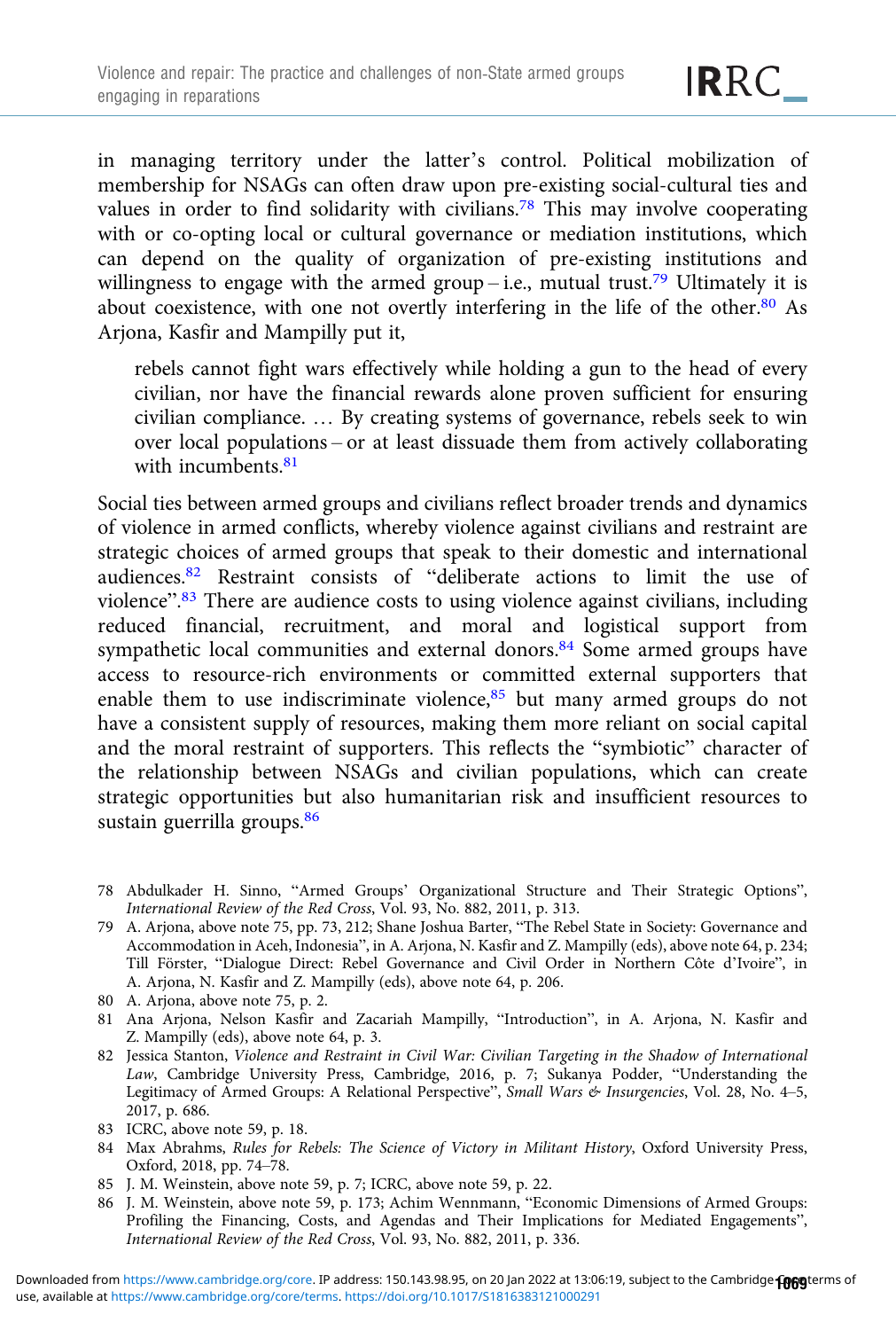in managing territory under the latter's control. Political mobilization of membership for NSAGs can often draw upon pre-existing social-cultural ties and values in order to find solidarity with civilians.[78] This may involve cooperating with or co-opting local or cultural governance or mediation institutions, which can depend on the quality of organization of pre-existing institutions and willingness to engage with the armed group – i.e., mutual trust.[79] Ultimately it is about coexistence, with one not overtly interfering in the life of the other.[80] As Arjona, Kasfir and Mampilly put it,

> rebels cannot fight wars effectively while holding a gun to the head of every civilian, nor have the financial rewards alone proven sufficient for ensuring civilian compliance. … By creating systems of governance, rebels seek to win over local populations – or at least dissuade them from actively collaborating with incumbents.[81]

Social ties between armed groups and civilians reflect broader trends and dynamics of violence in armed conflicts, whereby violence against civilians and restraint are strategic choices of armed groups that speak to their domestic and international audiences.[82] Restraint consists of "deliberate actions to limit the use of violence".[83] There are audience costs to using violence against civilians, including reduced financial, recruitment, and moral and logistical support from sympathetic local communities and external donors.[84] Some armed groups have access to resource-rich environments or committed external supporters that enable them to use indiscriminate violence,[85] but many armed groups do not have a consistent supply of resources, making them more reliant on social capital and the moral restraint of supporters. This reflects the "symbiotic" character of the relationship between NSAGs and civilian populations, which can create strategic opportunities but also humanitarian risk and insufficient resources to sustain guerrilla groups.[86]

78 Abdulkader H. Sinno, "Armed Groups' Organizational Structure and Their Strategic Options", *International Review of the Red Cross*, Vol. 93, No. 882, 2011, p. 313.

79 A. Arjona, above note 75, pp. 73, 212; Shane Joshua Barter, "The Rebel State in Society: Governance and Accommodation in Aceh, Indonesia", in A. Arjona, N. Kasfir and Z. Mampilly (eds), above note 64, p. 234; Till Förster, "Dialogue Direct: Rebel Governance and Civil Order in Northern Côte d'Ivoire", in A. Arjona, N. Kasfir and Z. Mampilly (eds), above note 64, p. 206.

80 A. Arjona, above note 75, p. 2.

81 Ana Arjona, Nelson Kasfir and Zacariah Mampilly, "Introduction", in A. Arjona, N. Kasfir and Z. Mampilly (eds), above note 64, p. 3.

82 Jessica Stanton, *Violence and Restraint in Civil War: Civilian Targeting in the Shadow of International Law*, Cambridge University Press, Cambridge, 2016, p. 7; Sukanya Podder, "Understanding the Legitimacy of Armed Groups: A Relational Perspective", *Small Wars & Insurgencies*, Vol. 28, No. 4–5, 2017, p. 686.

83 ICRC, above note 59, p. 18.

84 Max Abrahms, *Rules for Rebels: The Science of Victory in Militant History*, Oxford University Press, Oxford, 2018, pp. 74–78.

85 J. M. Weinstein, above note 59, p. 7; ICRC, above note 59, p. 22.

86 J. M. Weinstein, above note 59, p. 173; Achim Wennmann, "Economic Dimensions of Armed Groups: Profiling the Financing, Costs, and Agendas and Their Implications for Mediated Engagements", *International Review of the Red Cross*, Vol. 93, No. 882, 2011, p. 336.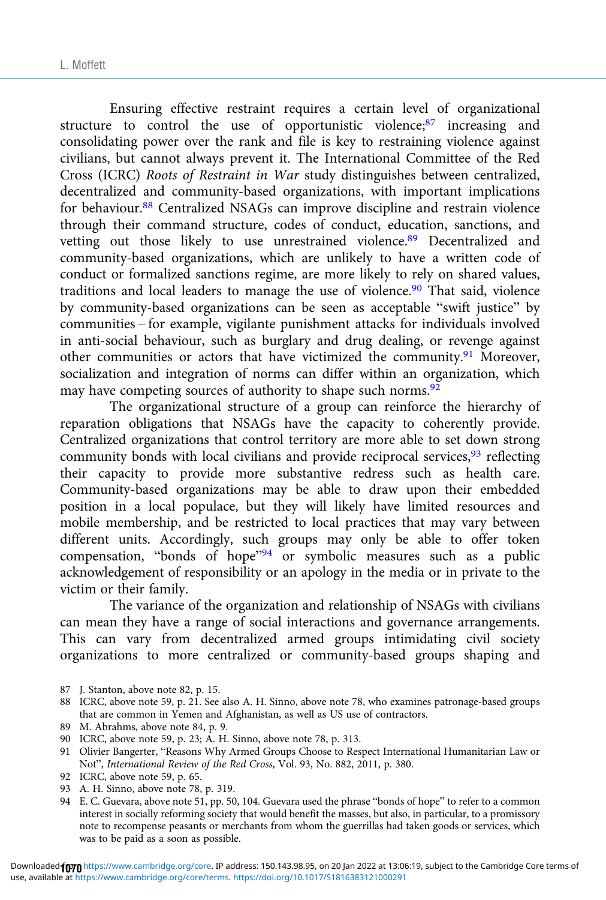Ensuring effective restraint requires a certain level of organizational structure to control the use of opportunistic violence;[87] increasing and consolidating power over the rank and file is key to restraining violence against civilians, but cannot always prevent it. The International Committee of the Red Cross (ICRC) *Roots of Restraint in War* study distinguishes between centralized, decentralized and community-based organizations, with important implications for behaviour.[88] Centralized NSAGs can improve discipline and restrain violence through their command structure, codes of conduct, education, sanctions, and vetting out those likely to use unrestrained violence.[89] Decentralized and community-based organizations, which are unlikely to have a written code of conduct or formalized sanctions regime, are more likely to rely on shared values, traditions and local leaders to manage the use of violence.[90] That said, violence by community-based organizations can be seen as acceptable "swift justice" by communities – for example, vigilante punishment attacks for individuals involved in anti-social behaviour, such as burglary and drug dealing, or revenge against other communities or actors that have victimized the community.[91] Moreover, socialization and integration of norms can differ within an organization, which may have competing sources of authority to shape such norms.[92]

The organizational structure of a group can reinforce the hierarchy of reparation obligations that NSAGs have the capacity to coherently provide. Centralized organizations that control territory are more able to set down strong community bonds with local civilians and provide reciprocal services,[93] reflecting their capacity to provide more substantive redress such as health care. Community-based organizations may be able to draw upon their embedded position in a local populace, but they will likely have limited resources and mobile membership, and be restricted to local practices that may vary between different units. Accordingly, such groups may only be able to offer token compensation, "bonds of hope"[94] or symbolic measures such as a public acknowledgement of responsibility or an apology in the media or in private to the victim or their family.

The variance of the organization and relationship of NSAGs with civilians can mean they have a range of social interactions and governance arrangements. This can vary from decentralized armed groups intimidating civil society organizations to more centralized or community-based groups shaping and

87 J. Stanton, above note 82, p. 15.

88 ICRC, above note 59, p. 21. See also A. H. Sinno, above note 78, who examines patronage-based groups that are common in Yemen and Afghanistan, as well as US use of contractors.

89 M. Abrahms, above note 84, p. 9.

90 ICRC, above note 59, p. 23; A. H. Sinno, above note 78, p. 313.

91 Olivier Bangerter, "Reasons Why Armed Groups Choose to Respect International Humanitarian Law or Not", *International Review of the Red Cross*, Vol. 93, No. 882, 2011, p. 380.

92 ICRC, above note 59, p. 65.

93 A. H. Sinno, above note 78, p. 319.

94 E. C. Guevara, above note 51, pp. 50, 104. Guevara used the phrase "bonds of hope" to refer to a common interest in socially reforming society that would benefit the masses, but also, in particular, to a promissory note to recompense peasants or merchants from whom the guerrillas had taken goods or services, which was to be paid as a soon as possible.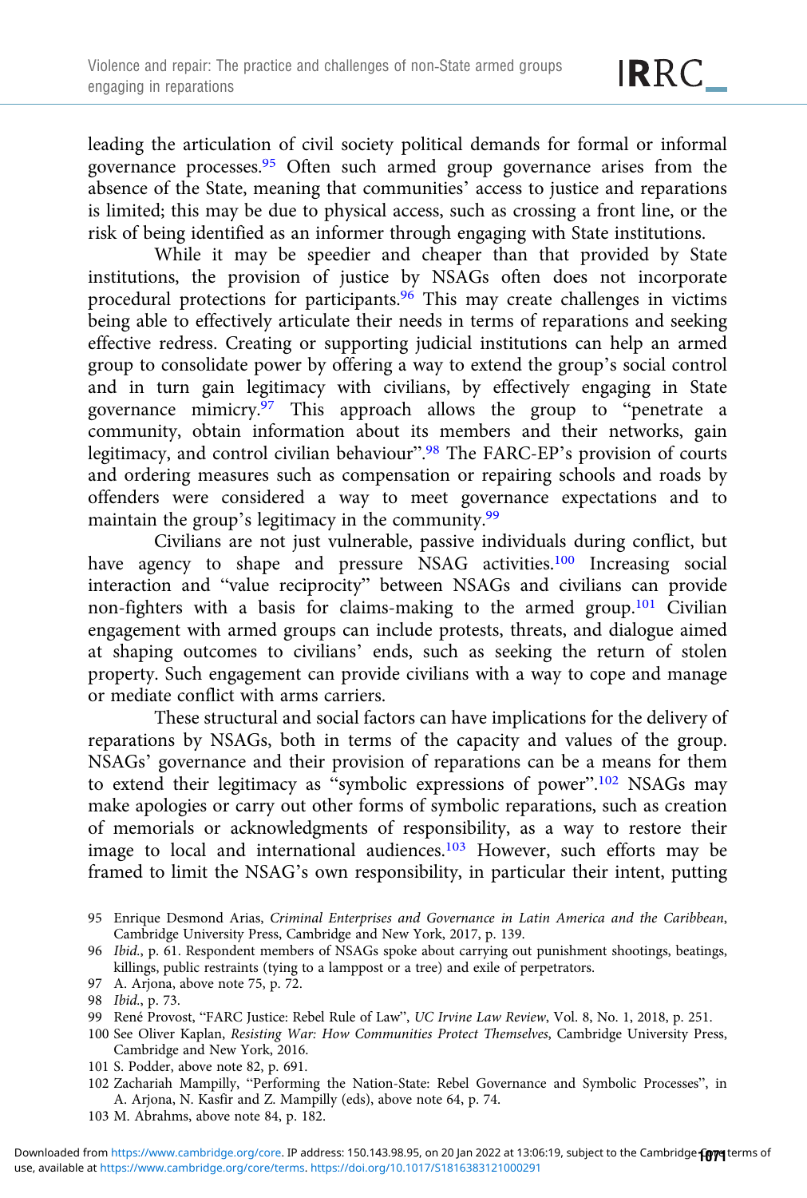leading the articulation of civil society political demands for formal or informal governance processes.[95] Often such armed group governance arises from the absence of the State, meaning that communities' access to justice and reparations is limited; this may be due to physical access, such as crossing a front line, or the risk of being identified as an informer through engaging with State institutions.

While it may be speedier and cheaper than that provided by State institutions, the provision of justice by NSAGs often does not incorporate procedural protections for participants.[96] This may create challenges in victims being able to effectively articulate their needs in terms of reparations and seeking effective redress. Creating or supporting judicial institutions can help an armed group to consolidate power by offering a way to extend the group's social control and in turn gain legitimacy with civilians, by effectively engaging in State governance mimicry.[97] This approach allows the group to "penetrate a community, obtain information about its members and their networks, gain legitimacy, and control civilian behaviour".[98] The FARC-EP's provision of courts and ordering measures such as compensation or repairing schools and roads by offenders were considered a way to meet governance expectations and to maintain the group's legitimacy in the community.[99]

Civilians are not just vulnerable, passive individuals during conflict, but have agency to shape and pressure NSAG activities.[100] Increasing social interaction and "value reciprocity" between NSAGs and civilians can provide non-fighters with a basis for claims-making to the armed group.[101] Civilian engagement with armed groups can include protests, threats, and dialogue aimed at shaping outcomes to civilians' ends, such as seeking the return of stolen property. Such engagement can provide civilians with a way to cope and manage or mediate conflict with arms carriers.

These structural and social factors can have implications for the delivery of reparations by NSAGs, both in terms of the capacity and values of the group. NSAGs' governance and their provision of reparations can be a means for them to extend their legitimacy as "symbolic expressions of power".[102] NSAGs may make apologies or carry out other forms of symbolic reparations, such as creation of memorials or acknowledgments of responsibility, as a way to restore their image to local and international audiences.[103] However, such efforts may be framed to limit the NSAG's own responsibility, in particular their intent, putting

95 Enrique Desmond Arias, *Criminal Enterprises and Governance in Latin America and the Caribbean*, Cambridge University Press, Cambridge and New York, 2017, p. 139.

96 *Ibid.*, p. 61. Respondent members of NSAGs spoke about carrying out punishment shootings, beatings, killings, public restraints (tying to a lamppost or a tree) and exile of perpetrators.

97 A. Arjona, above note 75, p. 72.

98 *Ibid.*, p. 73.

99 René Provost, "FARC Justice: Rebel Rule of Law", *UC Irvine Law Review*, Vol. 8, No. 1, 2018, p. 251.

100 See Oliver Kaplan, *Resisting War: How Communities Protect Themselves*, Cambridge University Press, Cambridge and New York, 2016.

101 S. Podder, above note 82, p. 691.

102 Zachariah Mampilly, "Performing the Nation-State: Rebel Governance and Symbolic Processes", in A. Arjona, N. Kasfir and Z. Mampilly (eds), above note 64, p. 74.

103 M. Abrahms, above note 84, p. 182.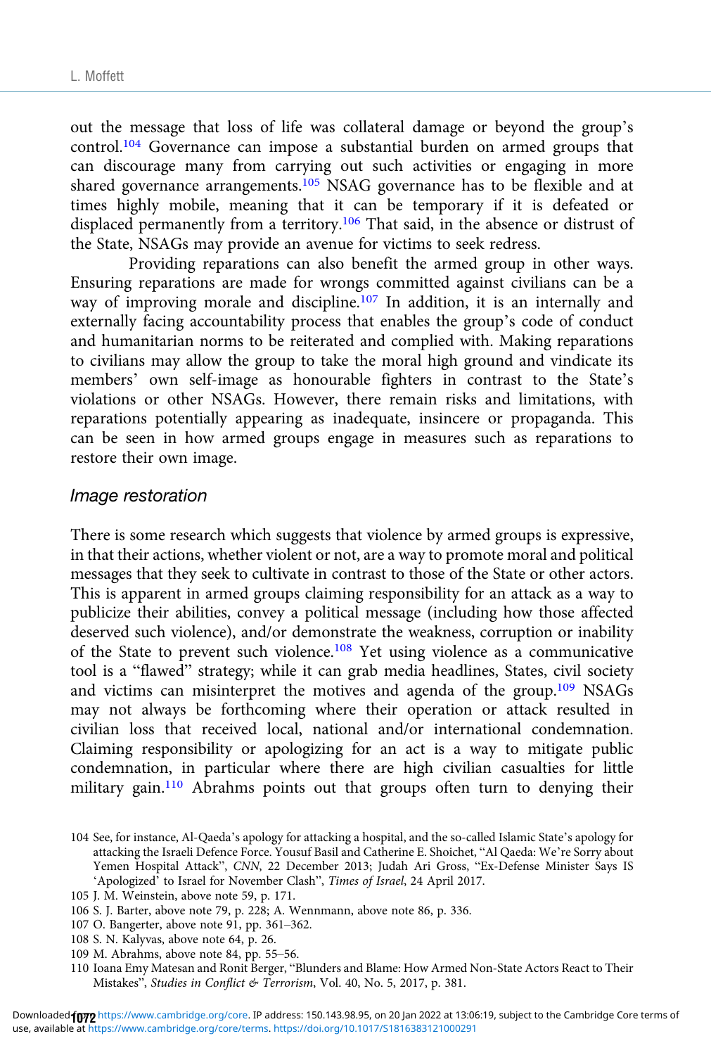out the message that loss of life was collateral damage or beyond the group's control.[104] Governance can impose a substantial burden on armed groups that can discourage many from carrying out such activities or engaging in more shared governance arrangements.[105] NSAG governance has to be flexible and at times highly mobile, meaning that it can be temporary if it is defeated or displaced permanently from a territory.[106] That said, in the absence or distrust of the State, NSAGs may provide an avenue for victims to seek redress.

Providing reparations can also benefit the armed group in other ways. Ensuring reparations are made for wrongs committed against civilians can be a way of improving morale and discipline.[107] In addition, it is an internally and externally facing accountability process that enables the group's code of conduct and humanitarian norms to be reiterated and complied with. Making reparations to civilians may allow the group to take the moral high ground and vindicate its members' own self-image as honourable fighters in contrast to the State's violations or other NSAGs. However, there remain risks and limitations, with reparations potentially appearing as inadequate, insincere or propaganda. This can be seen in how armed groups engage in measures such as reparations to restore their own image.

### *Image restoration*

There is some research which suggests that violence by armed groups is expressive, in that their actions, whether violent or not, are a way to promote moral and political messages that they seek to cultivate in contrast to those of the State or other actors. This is apparent in armed groups claiming responsibility for an attack as a way to publicize their abilities, convey a political message (including how those affected deserved such violence), and/or demonstrate the weakness, corruption or inability of the State to prevent such violence.[108] Yet using violence as a communicative tool is a "flawed" strategy; while it can grab media headlines, States, civil society and victims can misinterpret the motives and agenda of the group.[109] NSAGs may not always be forthcoming where their operation or attack resulted in civilian loss that received local, national and/or international condemnation. Claiming responsibility or apologizing for an act is a way to mitigate public condemnation, in particular where there are high civilian casualties for little military gain.[110] Abrahms points out that groups often turn to denying their

104 See, for instance, Al-Qaeda's apology for attacking a hospital, and the so-called Islamic State's apology for attacking the Israeli Defence Force. Yousuf Basil and Catherine E. Shoichet, "Al Qaeda: We're Sorry about Yemen Hospital Attack", *CNN*, 22 December 2013; Judah Ari Gross, "Ex-Defense Minister Says IS 'Apologized' to Israel for November Clash", *Times of Israel*, 24 April 2017.

105 J. M. Weinstein, above note 59, p. 171.

106 S. J. Barter, above note 79, p. 228; A. Wennmann, above note 86, p. 336.

107 O. Bangerter, above note 91, pp. 361–362.

108 S. N. Kalyvas, above note 64, p. 26.

109 M. Abrahms, above note 84, pp. 55–56.

110 Ioana Emy Matesan and Ronit Berger, "Blunders and Blame: How Armed Non-State Actors React to Their Mistakes", *Studies in Conflict & Terrorism*, Vol. 40, No. 5, 2017, p. 381.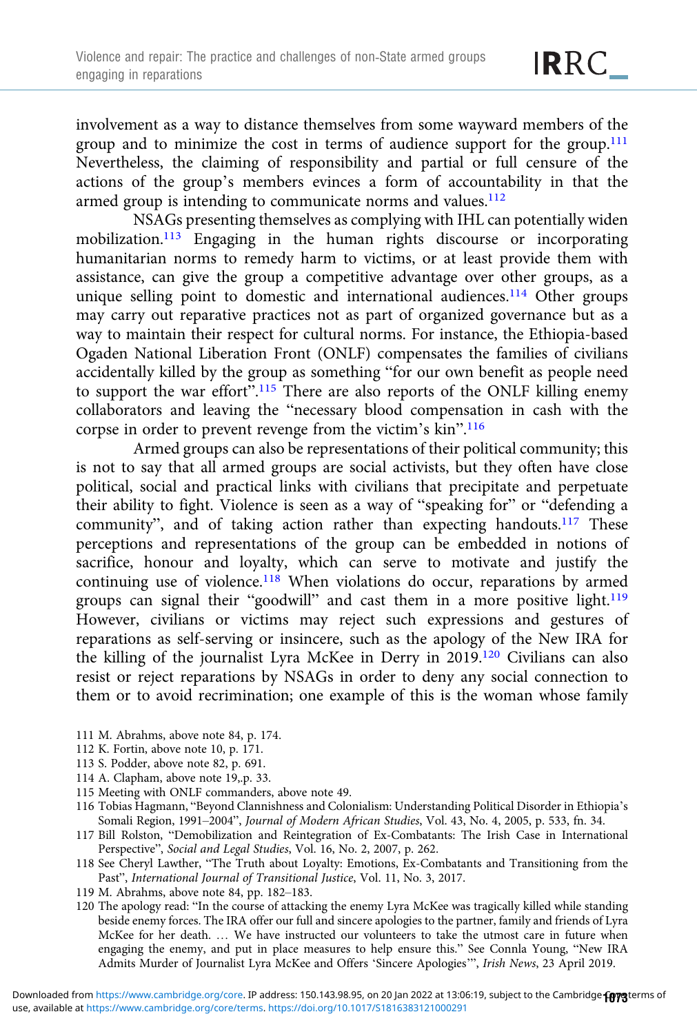involvement as a way to distance themselves from some wayward members of the group and to minimize the cost in terms of audience support for the group.[111] Nevertheless, the claiming of responsibility and partial or full censure of the actions of the group's members evinces a form of accountability in that the armed group is intending to communicate norms and values.[112]

NSAGs presenting themselves as complying with IHL can potentially widen mobilization.[113] Engaging in the human rights discourse or incorporating humanitarian norms to remedy harm to victims, or at least provide them with assistance, can give the group a competitive advantage over other groups, as a unique selling point to domestic and international audiences.[114] Other groups may carry out reparative practices not as part of organized governance but as a way to maintain their respect for cultural norms. For instance, the Ethiopia-based Ogaden National Liberation Front (ONLF) compensates the families of civilians accidentally killed by the group as something "for our own benefit as people need to support the war effort".[115] There are also reports of the ONLF killing enemy collaborators and leaving the "necessary blood compensation in cash with the corpse in order to prevent revenge from the victim's kin".[116]

Armed groups can also be representations of their political community; this is not to say that all armed groups are social activists, but they often have close political, social and practical links with civilians that precipitate and perpetuate their ability to fight. Violence is seen as a way of "speaking for" or "defending a community", and of taking action rather than expecting handouts.[117] These perceptions and representations of the group can be embedded in notions of sacrifice, honour and loyalty, which can serve to motivate and justify the continuing use of violence.[118] When violations do occur, reparations by armed groups can signal their "goodwill" and cast them in a more positive light.[119] However, civilians or victims may reject such expressions and gestures of reparations as self-serving or insincere, such as the apology of the New IRA for the killing of the journalist Lyra McKee in Derry in 2019.[120] Civilians can also resist or reject reparations by NSAGs in order to deny any social connection to them or to avoid recrimination; one example of this is the woman whose family

111 M. Abrahms, above note 84, p. 174.

112 K. Fortin, above note 10, p. 171.

113 S. Podder, above note 82, p. 691.

114 A. Clapham, above note 19,.p. 33.

115 Meeting with ONLF commanders, above note 49.

116 Tobias Hagmann, "Beyond Clannishness and Colonialism: Understanding Political Disorder in Ethiopia's Somali Region, 1991–2004", *Journal of Modern African Studies*, Vol. 43, No. 4, 2005, p. 533, fn. 34.

117 Bill Rolston, "Demobilization and Reintegration of Ex-Combatants: The Irish Case in International Perspective", *Social and Legal Studies*, Vol. 16, No. 2, 2007, p. 262.

118 See Cheryl Lawther, "The Truth about Loyalty: Emotions, Ex-Combatants and Transitioning from the Past", *International Journal of Transitional Justice*, Vol. 11, No. 3, 2017.

119 M. Abrahms, above note 84, pp. 182–183.

120 The apology read: "In the course of attacking the enemy Lyra McKee was tragically killed while standing beside enemy forces. The IRA offer our full and sincere apologies to the partner, family and friends of Lyra McKee for her death. … We have instructed our volunteers to take the utmost care in future when engaging the enemy, and put in place measures to help ensure this." See Connla Young, "New IRA Admits Murder of Journalist Lyra McKee and Offers 'Sincere Apologies'", *Irish News*, 23 April 2019.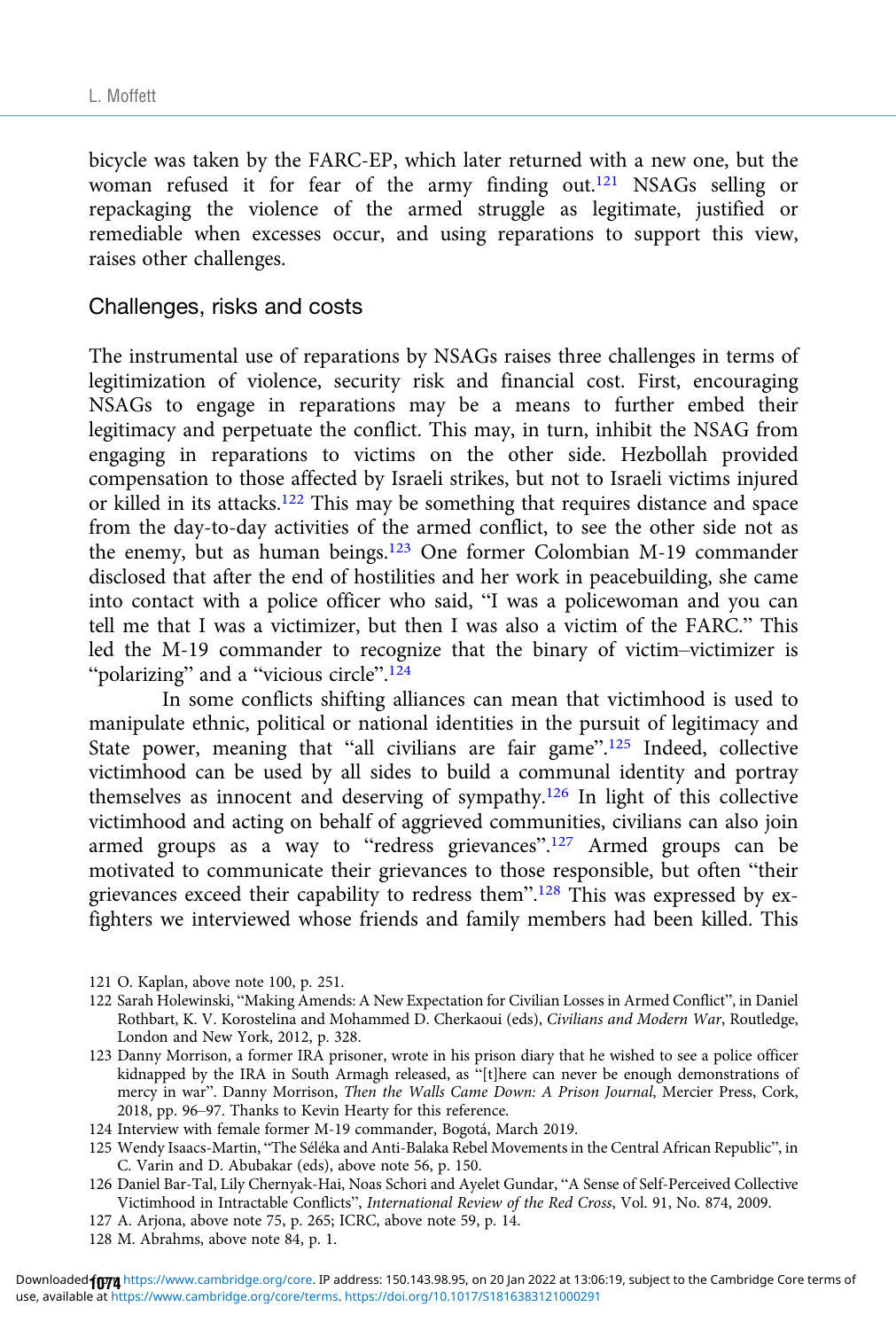bicycle was taken by the FARC-EP, which later returned with a new one, but the woman refused it for fear of the army finding out.[121] NSAGs selling or repackaging the violence of the armed struggle as legitimate, justified or remediable when excesses occur, and using reparations to support this view, raises other challenges.

## Challenges, risks and costs

The instrumental use of reparations by NSAGs raises three challenges in terms of legitimization of violence, security risk and financial cost. First, encouraging NSAGs to engage in reparations may be a means to further embed their legitimacy and perpetuate the conflict. This may, in turn, inhibit the NSAG from engaging in reparations to victims on the other side. Hezbollah provided compensation to those affected by Israeli strikes, but not to Israeli victims injured or killed in its attacks.[122] This may be something that requires distance and space from the day-to-day activities of the armed conflict, to see the other side not as the enemy, but as human beings.[123] One former Colombian M-19 commander disclosed that after the end of hostilities and her work in peacebuilding, she came into contact with a police officer who said, "I was a policewoman and you can tell me that I was a victimizer, but then I was also a victim of the FARC." This led the M-19 commander to recognize that the binary of victim–victimizer is "polarizing" and a "vicious circle".[124]

In some conflicts shifting alliances can mean that victimhood is used to manipulate ethnic, political or national identities in the pursuit of legitimacy and State power, meaning that "all civilians are fair game".[125] Indeed, collective victimhood can be used by all sides to build a communal identity and portray themselves as innocent and deserving of sympathy.[126] In light of this collective victimhood and acting on behalf of aggrieved communities, civilians can also join armed groups as a way to "redress grievances".[127] Armed groups can be motivated to communicate their grievances to those responsible, but often "their grievances exceed their capability to redress them".[128] This was expressed by ex-fighters we interviewed whose friends and family members had been killed. This

121 O. Kaplan, above note 100, p. 251.

122 Sarah Holewinski, "Making Amends: A New Expectation for Civilian Losses in Armed Conflict", in Daniel Rothbart, K. V. Korostelina and Mohammed D. Cherkaoui (eds), *Civilians and Modern War*, Routledge, London and New York, 2012, p. 328.

123 Danny Morrison, a former IRA prisoner, wrote in his prison diary that he wished to see a police officer kidnapped by the IRA in South Armagh released, as "[t]here can never be enough demonstrations of mercy in war". Danny Morrison, *Then the Walls Came Down: A Prison Journal*, Mercier Press, Cork, 2018, pp. 96–97. Thanks to Kevin Hearty for this reference.

124 Interview with female former M-19 commander, Bogotá, March 2019.

125 Wendy Isaacs-Martin, "The Séléka and Anti-Balaka Rebel Movements in the Central African Republic", in C. Varin and D. Abubakar (eds), above note 56, p. 150.

126 Daniel Bar-Tal, Lily Chernyak-Hai, Noas Schori and Ayelet Gundar, "A Sense of Self-Perceived Collective Victimhood in Intractable Conflicts", *International Review of the Red Cross*, Vol. 91, No. 874, 2009.

127 A. Arjona, above note 75, p. 265; ICRC, above note 59, p. 14.

128 M. Abrahms, above note 84, p. 1.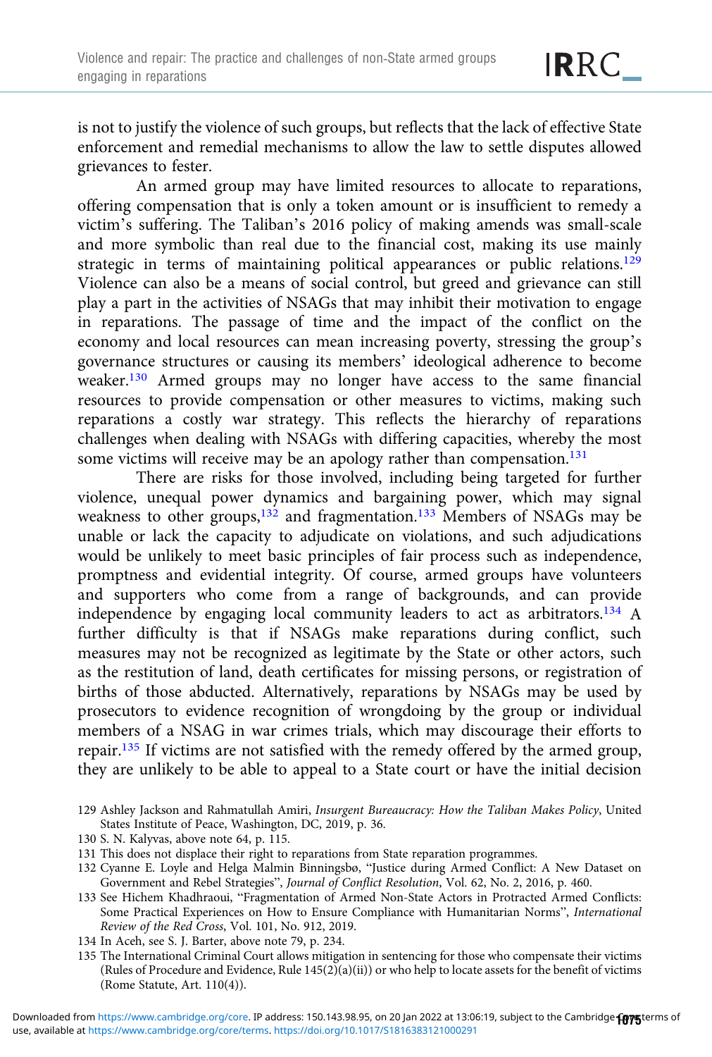is not to justify the violence of such groups, but reflects that the lack of effective State enforcement and remedial mechanisms to allow the law to settle disputes allowed grievances to fester.

An armed group may have limited resources to allocate to reparations, offering compensation that is only a token amount or is insufficient to remedy a victim's suffering. The Taliban's 2016 policy of making amends was small-scale and more symbolic than real due to the financial cost, making its use mainly strategic in terms of maintaining political appearances or public relations.[129] Violence can also be a means of social control, but greed and grievance can still play a part in the activities of NSAGs that may inhibit their motivation to engage in reparations. The passage of time and the impact of the conflict on the economy and local resources can mean increasing poverty, stressing the group's governance structures or causing its members' ideological adherence to become weaker.[130] Armed groups may no longer have access to the same financial resources to provide compensation or other measures to victims, making such reparations a costly war strategy. This reflects the hierarchy of reparations challenges when dealing with NSAGs with differing capacities, whereby the most some victims will receive may be an apology rather than compensation.[131]

There are risks for those involved, including being targeted for further violence, unequal power dynamics and bargaining power, which may signal weakness to other groups,[132] and fragmentation.[133] Members of NSAGs may be unable or lack the capacity to adjudicate on violations, and such adjudications would be unlikely to meet basic principles of fair process such as independence, promptness and evidential integrity. Of course, armed groups have volunteers and supporters who come from a range of backgrounds, and can provide independence by engaging local community leaders to act as arbitrators.[134] A further difficulty is that if NSAGs make reparations during conflict, such measures may not be recognized as legitimate by the State or other actors, such as the restitution of land, death certificates for missing persons, or registration of births of those abducted. Alternatively, reparations by NSAGs may be used by prosecutors to evidence recognition of wrongdoing by the group or individual members of a NSAG in war crimes trials, which may discourage their efforts to repair.[135] If victims are not satisfied with the remedy offered by the armed group, they are unlikely to be able to appeal to a State court or have the initial decision

129 Ashley Jackson and Rahmatullah Amiri, *Insurgent Bureaucracy: How the Taliban Makes Policy*, United States Institute of Peace, Washington, DC, 2019, p. 36.

130 S. N. Kalyvas, above note 64, p. 115.

131 This does not displace their right to reparations from State reparation programmes.

132 Cyanne E. Loyle and Helga Malmin Binningsbø, "Justice during Armed Conflict: A New Dataset on Government and Rebel Strategies", *Journal of Conflict Resolution*, Vol. 62, No. 2, 2016, p. 460.

133 See Hichem Khadhraoui, "Fragmentation of Armed Non-State Actors in Protracted Armed Conflicts: Some Practical Experiences on How to Ensure Compliance with Humanitarian Norms", *International Review of the Red Cross*, Vol. 101, No. 912, 2019.

134 In Aceh, see S. J. Barter, above note 79, p. 234.

135 The International Criminal Court allows mitigation in sentencing for those who compensate their victims (Rules of Procedure and Evidence, Rule 145(2)(a)(ii)) or who help to locate assets for the benefit of victims (Rome Statute, Art. 110(4)).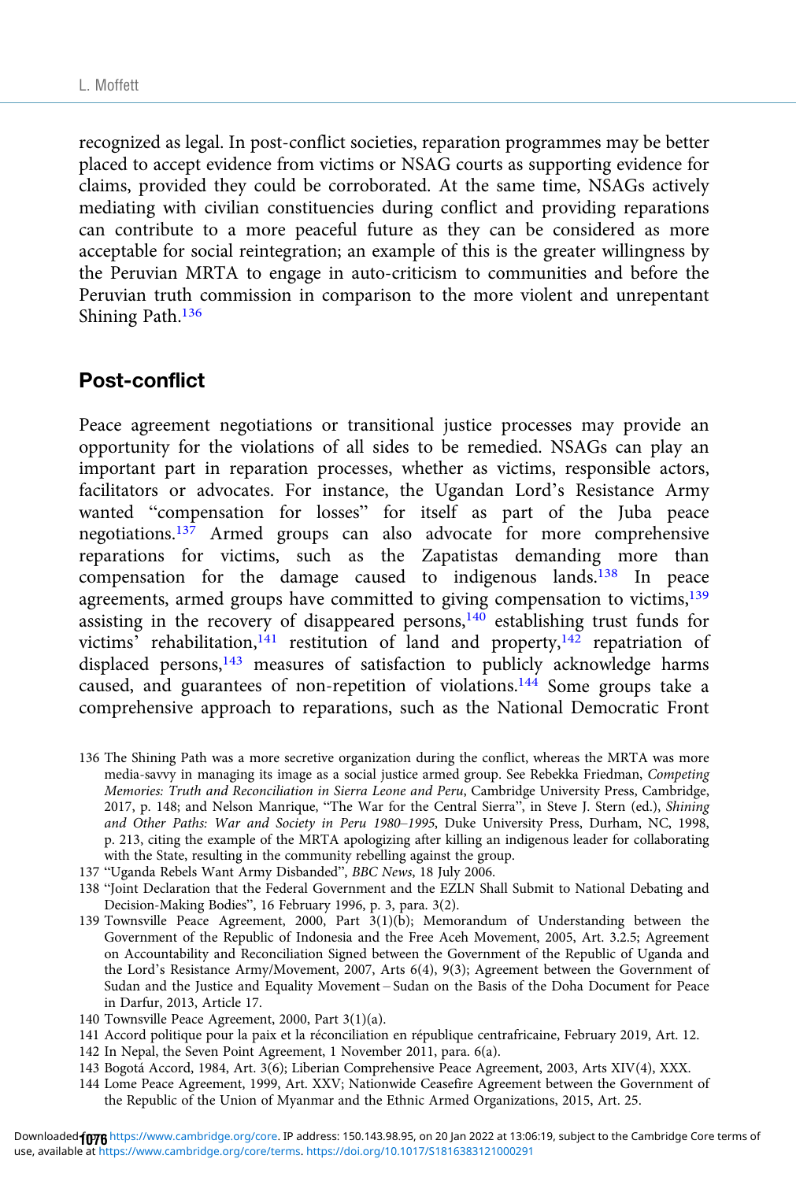recognized as legal. In post-conflict societies, reparation programmes may be better placed to accept evidence from victims or NSAG courts as supporting evidence for claims, provided they could be corroborated. At the same time, NSAGs actively mediating with civilian constituencies during conflict and providing reparations can contribute to a more peaceful future as they can be considered as more acceptable for social reintegration; an example of this is the greater willingness by the Peruvian MRTA to engage in auto-criticism to communities and before the Peruvian truth commission in comparison to the more violent and unrepentant Shining Path.[136]

## Post-conflict

Peace agreement negotiations or transitional justice processes may provide an opportunity for the violations of all sides to be remedied. NSAGs can play an important part in reparation processes, whether as victims, responsible actors, facilitators or advocates. For instance, the Ugandan Lord's Resistance Army wanted "compensation for losses" for itself as part of the Juba peace negotiations.[137] Armed groups can also advocate for more comprehensive reparations for victims, such as the Zapatistas demanding more than compensation for the damage caused to indigenous lands.[138] In peace agreements, armed groups have committed to giving compensation to victims,[139] assisting in the recovery of disappeared persons,[140] establishing trust funds for victims' rehabilitation,[141] restitution of land and property,[142] repatriation of displaced persons,[143] measures of satisfaction to publicly acknowledge harms caused, and guarantees of non-repetition of violations.[144] Some groups take a comprehensive approach to reparations, such as the National Democratic Front

136 The Shining Path was a more secretive organization during the conflict, whereas the MRTA was more media-savvy in managing its image as a social justice armed group. See Rebekka Friedman, *Competing Memories: Truth and Reconciliation in Sierra Leone and Peru*, Cambridge University Press, Cambridge, 2017, p. 148; and Nelson Manrique, "The War for the Central Sierra", in Steve J. Stern (ed.), *Shining and Other Paths: War and Society in Peru 1980–1995*, Duke University Press, Durham, NC, 1998, p. 213, citing the example of the MRTA apologizing after killing an indigenous leader for collaborating with the State, resulting in the community rebelling against the group.

137 "Uganda Rebels Want Army Disbanded", *BBC News*, 18 July 2006.

138 "Joint Declaration that the Federal Government and the EZLN Shall Submit to National Debating and Decision-Making Bodies", 16 February 1996, p. 3, para. 3(2).

139 Townsville Peace Agreement, 2000, Part 3(1)(b); Memorandum of Understanding between the Government of the Republic of Indonesia and the Free Aceh Movement, 2005, Art. 3.2.5; Agreement on Accountability and Reconciliation Signed between the Government of the Republic of Uganda and the Lord's Resistance Army/Movement, 2007, Arts 6(4), 9(3); Agreement between the Government of Sudan and the Justice and Equality Movement – Sudan on the Basis of the Doha Document for Peace in Darfur, 2013, Article 17.

140 Townsville Peace Agreement, 2000, Part 3(1)(a).

141 Accord politique pour la paix et la réconciliation en république centrafricaine, February 2019, Art. 12.

142 In Nepal, the Seven Point Agreement, 1 November 2011, para. 6(a).

143 Bogotá Accord, 1984, Art. 3(6); Liberian Comprehensive Peace Agreement, 2003, Arts XIV(4), XXX.

144 Lome Peace Agreement, 1999, Art. XXV; Nationwide Ceasefire Agreement between the Government of the Republic of the Union of Myanmar and the Ethnic Armed Organizations, 2015, Art. 25.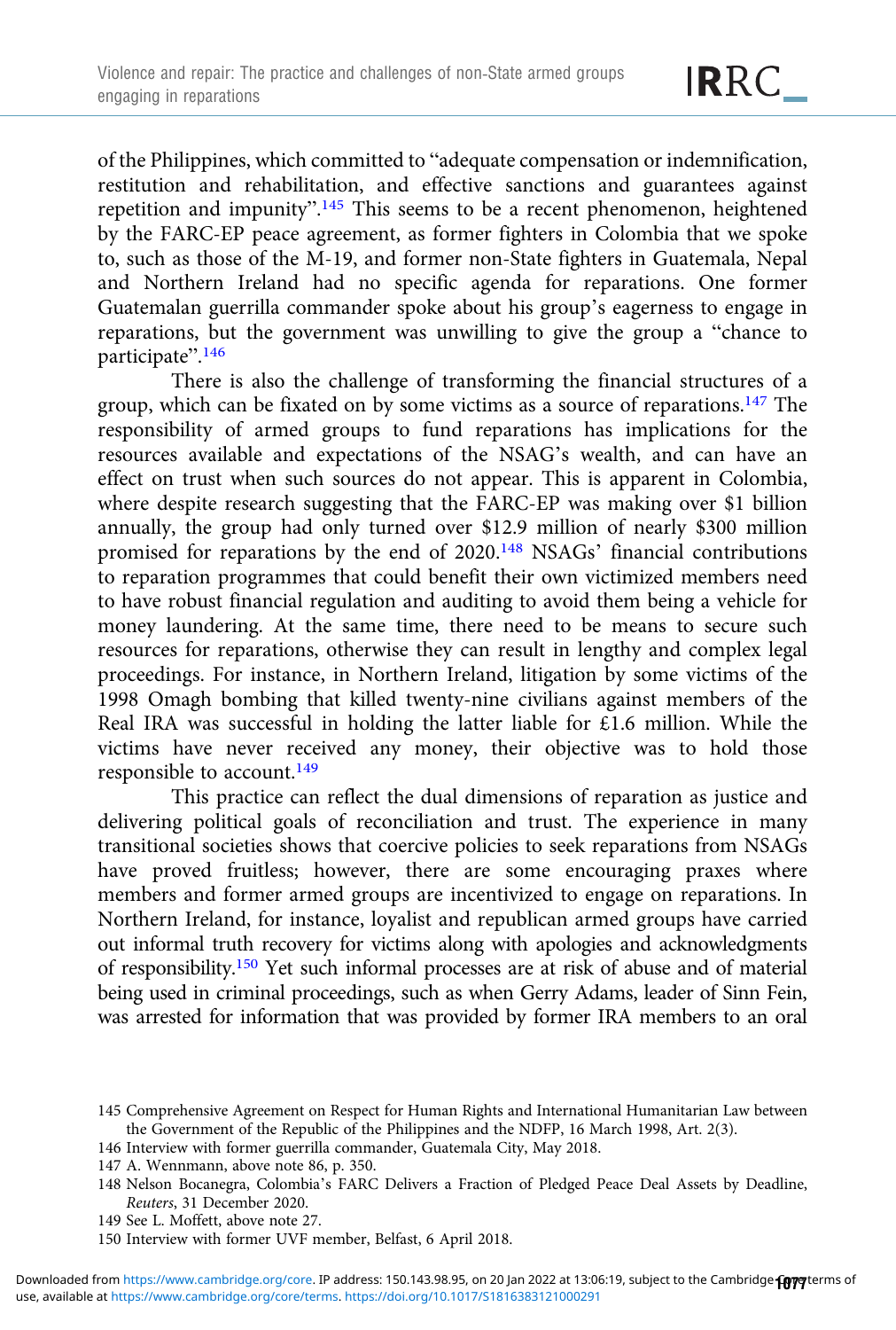of the Philippines, which committed to "adequate compensation or indemnification, restitution and rehabilitation, and effective sanctions and guarantees against repetition and impunity".[145] This seems to be a recent phenomenon, heightened by the FARC-EP peace agreement, as former fighters in Colombia that we spoke to, such as those of the M-19, and former non-State fighters in Guatemala, Nepal and Northern Ireland had no specific agenda for reparations. One former Guatemalan guerrilla commander spoke about his group's eagerness to engage in reparations, but the government was unwilling to give the group a "chance to participate".[146]

There is also the challenge of transforming the financial structures of a group, which can be fixated on by some victims as a source of reparations.[147] The responsibility of armed groups to fund reparations has implications for the resources available and expectations of the NSAG's wealth, and can have an effect on trust when such sources do not appear. This is apparent in Colombia, where despite research suggesting that the FARC-EP was making over $1 billion annually, the group had only turned over $12.9 million of nearly $300 million promised for reparations by the end of 2020.[148] NSAGs' financial contributions to reparation programmes that could benefit their own victimized members need to have robust financial regulation and auditing to avoid them being a vehicle for money laundering. At the same time, there need to be means to secure such resources for reparations, otherwise they can result in lengthy and complex legal proceedings. For instance, in Northern Ireland, litigation by some victims of the 1998 Omagh bombing that killed twenty-nine civilians against members of the Real IRA was successful in holding the latter liable for £1.6 million. While the victims have never received any money, their objective was to hold those responsible to account.[149]

This practice can reflect the dual dimensions of reparation as justice and delivering political goals of reconciliation and trust. The experience in many transitional societies shows that coercive policies to seek reparations from NSAGs have proved fruitless; however, there are some encouraging praxes where members and former armed groups are incentivized to engage on reparations. In Northern Ireland, for instance, loyalist and republican armed groups have carried out informal truth recovery for victims along with apologies and acknowledgments of responsibility.[150] Yet such informal processes are at risk of abuse and of material being used in criminal proceedings, such as when Gerry Adams, leader of Sinn Fein, was arrested for information that was provided by former IRA members to an oral

145 Comprehensive Agreement on Respect for Human Rights and International Humanitarian Law between the Government of the Republic of the Philippines and the NDFP, 16 March 1998, Art. 2(3).

146 Interview with former guerrilla commander, Guatemala City, May 2018.

147 A. Wennmann, above note 86, p. 350.

148 Nelson Bocanegra, Colombia's FARC Delivers a Fraction of Pledged Peace Deal Assets by Deadline, *Reuters*, 31 December 2020.

149 See L. Moffett, above note 27.

150 Interview with former UVF member, Belfast, 6 April 2018.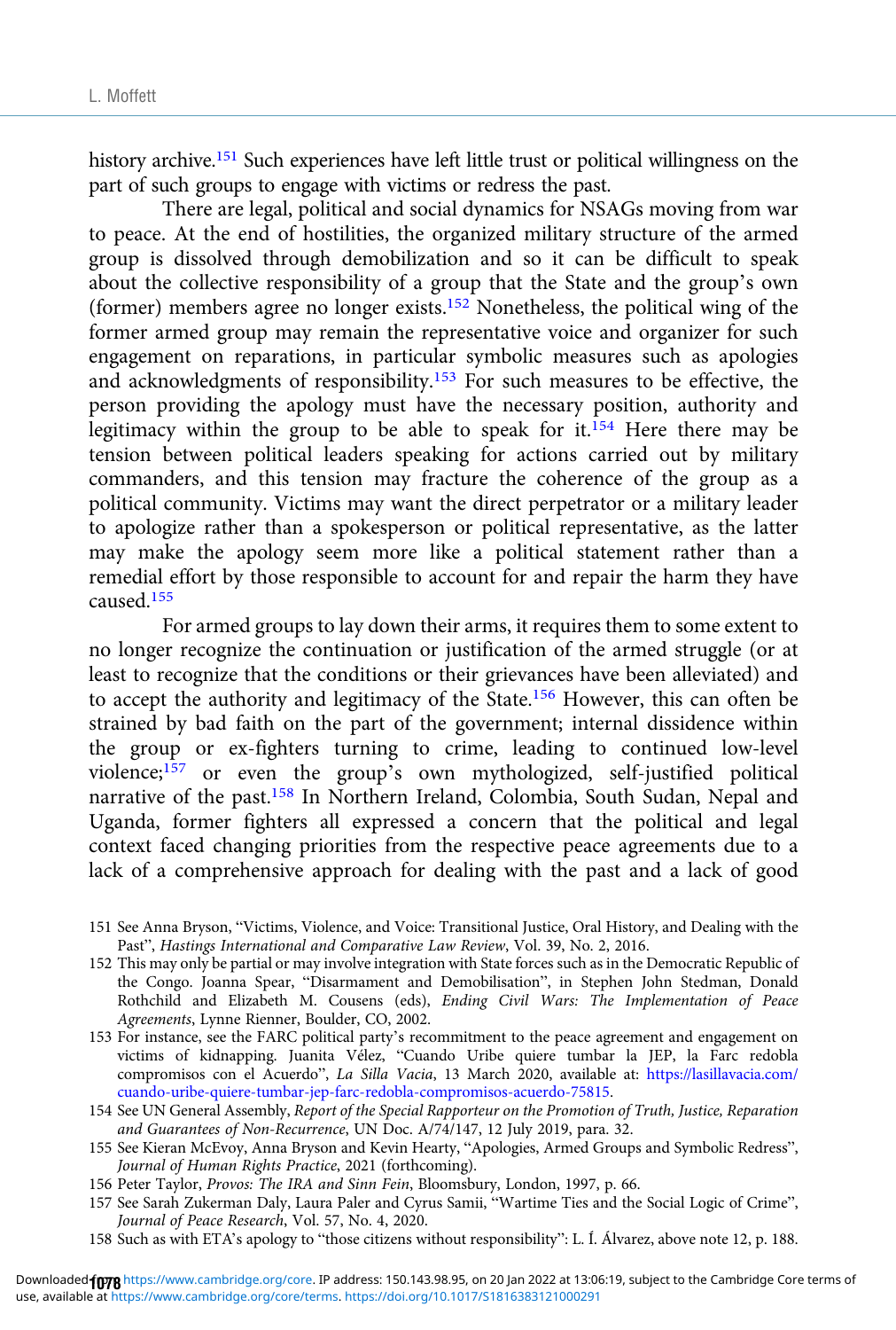history archive.[151] Such experiences have left little trust or political willingness on the part of such groups to engage with victims or redress the past.

There are legal, political and social dynamics for NSAGs moving from war to peace. At the end of hostilities, the organized military structure of the armed group is dissolved through demobilization and so it can be difficult to speak about the collective responsibility of a group that the State and the group's own (former) members agree no longer exists.[152] Nonetheless, the political wing of the former armed group may remain the representative voice and organizer for such engagement on reparations, in particular symbolic measures such as apologies and acknowledgments of responsibility.[153] For such measures to be effective, the person providing the apology must have the necessary position, authority and legitimacy within the group to be able to speak for it.[154] Here there may be tension between political leaders speaking for actions carried out by military commanders, and this tension may fracture the coherence of the group as a political community. Victims may want the direct perpetrator or a military leader to apologize rather than a spokesperson or political representative, as the latter may make the apology seem more like a political statement rather than a remedial effort by those responsible to account for and repair the harm they have caused.[155]

For armed groups to lay down their arms, it requires them to some extent to no longer recognize the continuation or justification of the armed struggle (or at least to recognize that the conditions or their grievances have been alleviated) and to accept the authority and legitimacy of the State.[156] However, this can often be strained by bad faith on the part of the government; internal dissidence within the group or ex-fighters turning to crime, leading to continued low-level violence;[157] or even the group's own mythologized, self-justified political narrative of the past.[158] In Northern Ireland, Colombia, South Sudan, Nepal and Uganda, former fighters all expressed a concern that the political and legal context faced changing priorities from the respective peace agreements due to a lack of a comprehensive approach for dealing with the past and a lack of good

151 See Anna Bryson, "Victims, Violence, and Voice: Transitional Justice, Oral History, and Dealing with the Past", *Hastings International and Comparative Law Review*, Vol. 39, No. 2, 2016.

152 This may only be partial or may involve integration with State forces such as in the Democratic Republic of the Congo. Joanna Spear, "Disarmament and Demobilisation", in Stephen John Stedman, Donald Rothchild and Elizabeth M. Cousens (eds), *Ending Civil Wars: The Implementation of Peace Agreements*, Lynne Rienner, Boulder, CO, 2002.

153 For instance, see the FARC political party's recommitment to the peace agreement and engagement on victims of kidnapping. Juanita Vélez, "Cuando Uribe quiere tumbar la JEP, la Farc redobla compromisos con el Acuerdo", *La Silla Vacia*, 13 March 2020, available at: https://lasillavacia.com/cuando-uribe-quiere-tumbar-jep-farc-redobla-compromisos-acuerdo-75815.

154 See UN General Assembly, *Report of the Special Rapporteur on the Promotion of Truth, Justice, Reparation and Guarantees of Non-Recurrence*, UN Doc. A/74/147, 12 July 2019, para. 32.

155 See Kieran McEvoy, Anna Bryson and Kevin Hearty, "Apologies, Armed Groups and Symbolic Redress", *Journal of Human Rights Practice*, 2021 (forthcoming).

156 Peter Taylor, *Provos: The IRA and Sinn Fein*, Bloomsbury, London, 1997, p. 66.

157 See Sarah Zukerman Daly, Laura Paler and Cyrus Samii, "Wartime Ties and the Social Logic of Crime", *Journal of Peace Research*, Vol. 57, No. 4, 2020.

158 Such as with ETA's apology to "those citizens without responsibility": L. Í. Álvarez, above note 12, p. 188.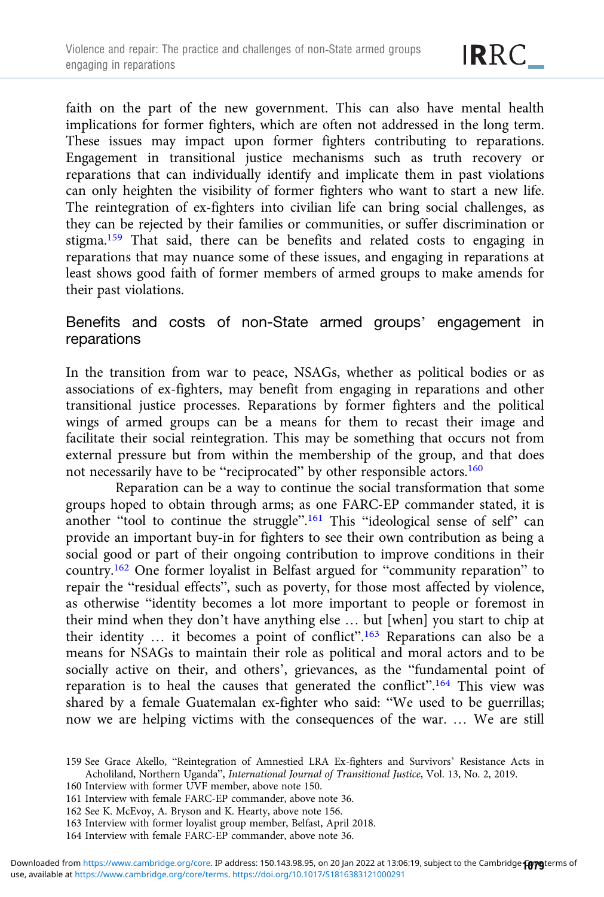faith on the part of the new government. This can also have mental health implications for former fighters, which are often not addressed in the long term. These issues may impact upon former fighters contributing to reparations. Engagement in transitional justice mechanisms such as truth recovery or reparations that can individually identify and implicate them in past violations can only heighten the visibility of former fighters who want to start a new life. The reintegration of ex-fighters into civilian life can bring social challenges, as they can be rejected by their families or communities, or suffer discrimination or stigma.[159] That said, there can be benefits and related costs to engaging in reparations that may nuance some of these issues, and engaging in reparations at least shows good faith of former members of armed groups to make amends for their past violations.

## Benefits and costs of non-State armed groups' engagement in reparations

In the transition from war to peace, NSAGs, whether as political bodies or as associations of ex-fighters, may benefit from engaging in reparations and other transitional justice processes. Reparations by former fighters and the political wings of armed groups can be a means for them to recast their image and facilitate their social reintegration. This may be something that occurs not from external pressure but from within the membership of the group, and that does not necessarily have to be "reciprocated" by other responsible actors.[160]

Reparation can be a way to continue the social transformation that some groups hoped to obtain through arms; as one FARC-EP commander stated, it is another "tool to continue the struggle".[161] This "ideological sense of self" can provide an important buy-in for fighters to see their own contribution as being a social good or part of their ongoing contribution to improve conditions in their country.[162] One former loyalist in Belfast argued for "community reparation" to repair the "residual effects", such as poverty, for those most affected by violence, as otherwise "identity becomes a lot more important to people or foremost in their mind when they don't have anything else … but [when] you start to chip at their identity … it becomes a point of conflict".[163] Reparations can also be a means for NSAGs to maintain their role as political and moral actors and to be socially active on their, and others', grievances, as the "fundamental point of reparation is to heal the causes that generated the conflict".[164] This view was shared by a female Guatemalan ex-fighter who said: "We used to be guerrillas; now we are helping victims with the consequences of the war. … We are still

159 See Grace Akello, "Reintegration of Amnestied LRA Ex-fighters and Survivors' Resistance Acts in Acholiland, Northern Uganda", *International Journal of Transitional Justice*, Vol. 13, No. 2, 2019.

160 Interview with former UVF member, above note 150.

161 Interview with female FARC-EP commander, above note 36.

162 See K. McEvoy, A. Bryson and K. Hearty, above note 156.

163 Interview with former loyalist group member, Belfast, April 2018.

164 Interview with female FARC-EP commander, above note 36.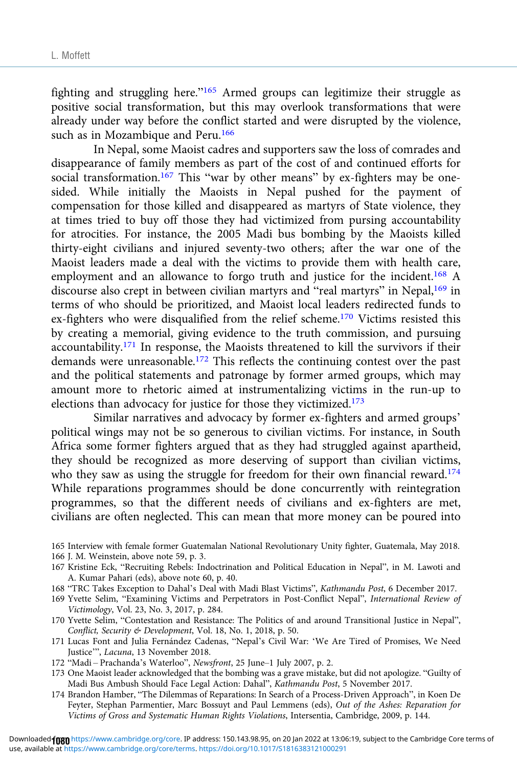fighting and struggling here."[165] Armed groups can legitimize their struggle as positive social transformation, but this may overlook transformations that were already under way before the conflict started and were disrupted by the violence, such as in Mozambique and Peru.[166]

In Nepal, some Maoist cadres and supporters saw the loss of comrades and disappearance of family members as part of the cost of and continued efforts for social transformation.[167] This "war by other means" by ex-fighters may be one-sided. While initially the Maoists in Nepal pushed for the payment of compensation for those killed and disappeared as martyrs of State violence, they at times tried to buy off those they had victimized from pursing accountability for atrocities. For instance, the 2005 Madi bus bombing by the Maoists killed thirty-eight civilians and injured seventy-two others; after the war one of the Maoist leaders made a deal with the victims to provide them with health care, employment and an allowance to forgo truth and justice for the incident.[168] A discourse also crept in between civilian martyrs and "real martyrs" in Nepal,[169] in terms of who should be prioritized, and Maoist local leaders redirected funds to ex-fighters who were disqualified from the relief scheme.[170] Victims resisted this by creating a memorial, giving evidence to the truth commission, and pursuing accountability.[171] In response, the Maoists threatened to kill the survivors if their demands were unreasonable.[172] This reflects the continuing contest over the past and the political statements and patronage by former armed groups, which may amount more to rhetoric aimed at instrumentalizing victims in the run-up to elections than advocacy for justice for those they victimized.[173]

Similar narratives and advocacy by former ex-fighters and armed groups' political wings may not be so generous to civilian victims. For instance, in South Africa some former fighters argued that as they had struggled against apartheid, they should be recognized as more deserving of support than civilian victims, who they saw as using the struggle for freedom for their own financial reward.[174] While reparations programmes should be done concurrently with reintegration programmes, so that the different needs of civilians and ex-fighters are met, civilians are often neglected. This can mean that more money can be poured into

165 Interview with female former Guatemalan National Revolutionary Unity fighter, Guatemala, May 2018.

166 J. M. Weinstein, above note 59, p. 3.

167 Kristine Eck, "Recruiting Rebels: Indoctrination and Political Education in Nepal", in M. Lawoti and A. Kumar Pahari (eds), above note 60, p. 40.

168 "TRC Takes Exception to Dahal's Deal with Madi Blast Victims", *Kathmandu Post*, 6 December 2017.

169 Yvette Selim, "Examining Victims and Perpetrators in Post-Conflict Nepal", *International Review of Victimology*, Vol. 23, No. 3, 2017, p. 284.

170 Yvette Selim, "Contestation and Resistance: The Politics of and around Transitional Justice in Nepal", *Conflict, Security & Development*, Vol. 18, No. 1, 2018, p. 50.

171 Lucas Font and Julia Fernández Cadenas, "Nepal's Civil War: 'We Are Tired of Promises, We Need Justice'", *Lacuna*, 13 November 2018.

172 "Madi – Prachanda's Waterloo", *Newsfront*, 25 June–1 July 2007, p. 2.

173 One Maoist leader acknowledged that the bombing was a grave mistake, but did not apologize. "Guilty of Madi Bus Ambush Should Face Legal Action: Dahal", *Kathmandu Post*, 5 November 2017.

174 Brandon Hamber, "The Dilemmas of Reparations: In Search of a Process-Driven Approach", in Koen De Feyter, Stephan Parmentier, Marc Bossuyt and Paul Lemmens (eds), *Out of the Ashes: Reparation for Victims of Gross and Systematic Human Rights Violations*, Intersentia, Cambridge, 2009, p. 144.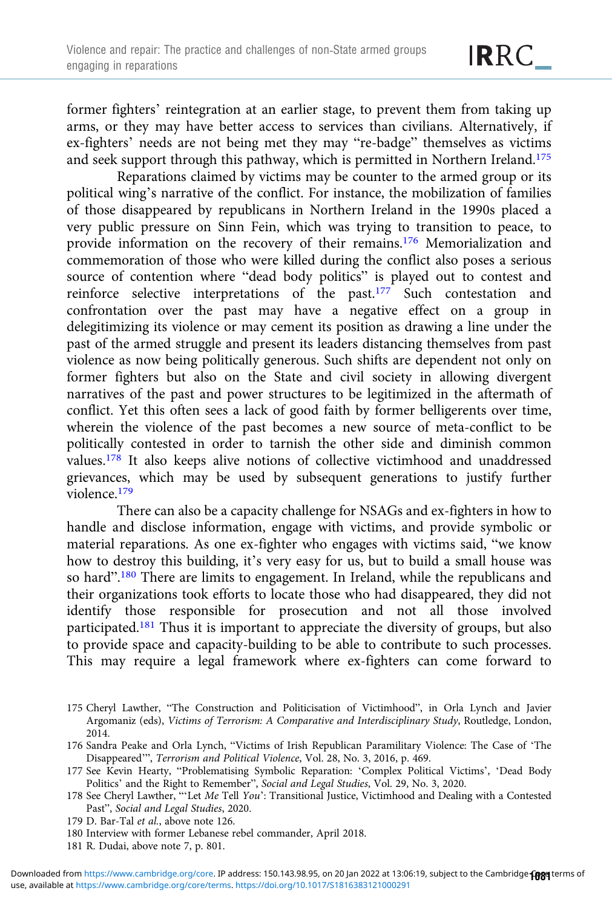former fighters' reintegration at an earlier stage, to prevent them from taking up arms, or they may have better access to services than civilians. Alternatively, if ex-fighters' needs are not being met they may "re-badge" themselves as victims and seek support through this pathway, which is permitted in Northern Ireland.[175]

Reparations claimed by victims may be counter to the armed group or its political wing's narrative of the conflict. For instance, the mobilization of families of those disappeared by republicans in Northern Ireland in the 1990s placed a very public pressure on Sinn Fein, which was trying to transition to peace, to provide information on the recovery of their remains.[176] Memorialization and commemoration of those who were killed during the conflict also poses a serious source of contention where "dead body politics" is played out to contest and reinforce selective interpretations of the past.[177] Such contestation and confrontation over the past may have a negative effect on a group in delegitimizing its violence or may cement its position as drawing a line under the past of the armed struggle and present its leaders distancing themselves from past violence as now being politically generous. Such shifts are dependent not only on former fighters but also on the State and civil society in allowing divergent narratives of the past and power structures to be legitimized in the aftermath of conflict. Yet this often sees a lack of good faith by former belligerents over time, wherein the violence of the past becomes a new source of meta-conflict to be politically contested in order to tarnish the other side and diminish common values.[178] It also keeps alive notions of collective victimhood and unaddressed grievances, which may be used by subsequent generations to justify further violence.[179]

There can also be a capacity challenge for NSAGs and ex-fighters in how to handle and disclose information, engage with victims, and provide symbolic or material reparations. As one ex-fighter who engages with victims said, "we know how to destroy this building, it's very easy for us, but to build a small house was so hard".[180] There are limits to engagement. In Ireland, while the republicans and their organizations took efforts to locate those who had disappeared, they did not identify those responsible for prosecution and not all those involved participated.[181] Thus it is important to appreciate the diversity of groups, but also to provide space and capacity-building to be able to contribute to such processes. This may require a legal framework where ex-fighters can come forward to

175 Cheryl Lawther, "The Construction and Politicisation of Victimhood", in Orla Lynch and Javier Argomaniz (eds), *Victims of Terrorism: A Comparative and Interdisciplinary Study*, Routledge, London, 2014.

176 Sandra Peake and Orla Lynch, "Victims of Irish Republican Paramilitary Violence: The Case of 'The Disappeared'", *Terrorism and Political Violence*, Vol. 28, No. 3, 2016, p. 469.

177 See Kevin Hearty, "Problematising Symbolic Reparation: 'Complex Political Victims', 'Dead Body Politics' and the Right to Remember", *Social and Legal Studies*, Vol. 29, No. 3, 2020.

178 See Cheryl Lawther, "'Let *Me* Tell *You*': Transitional Justice, Victimhood and Dealing with a Contested Past", *Social and Legal Studies*, 2020.

179 D. Bar-Tal *et al.*, above note 126.

180 Interview with former Lebanese rebel commander, April 2018.

181 R. Dudai, above note 7, p. 801.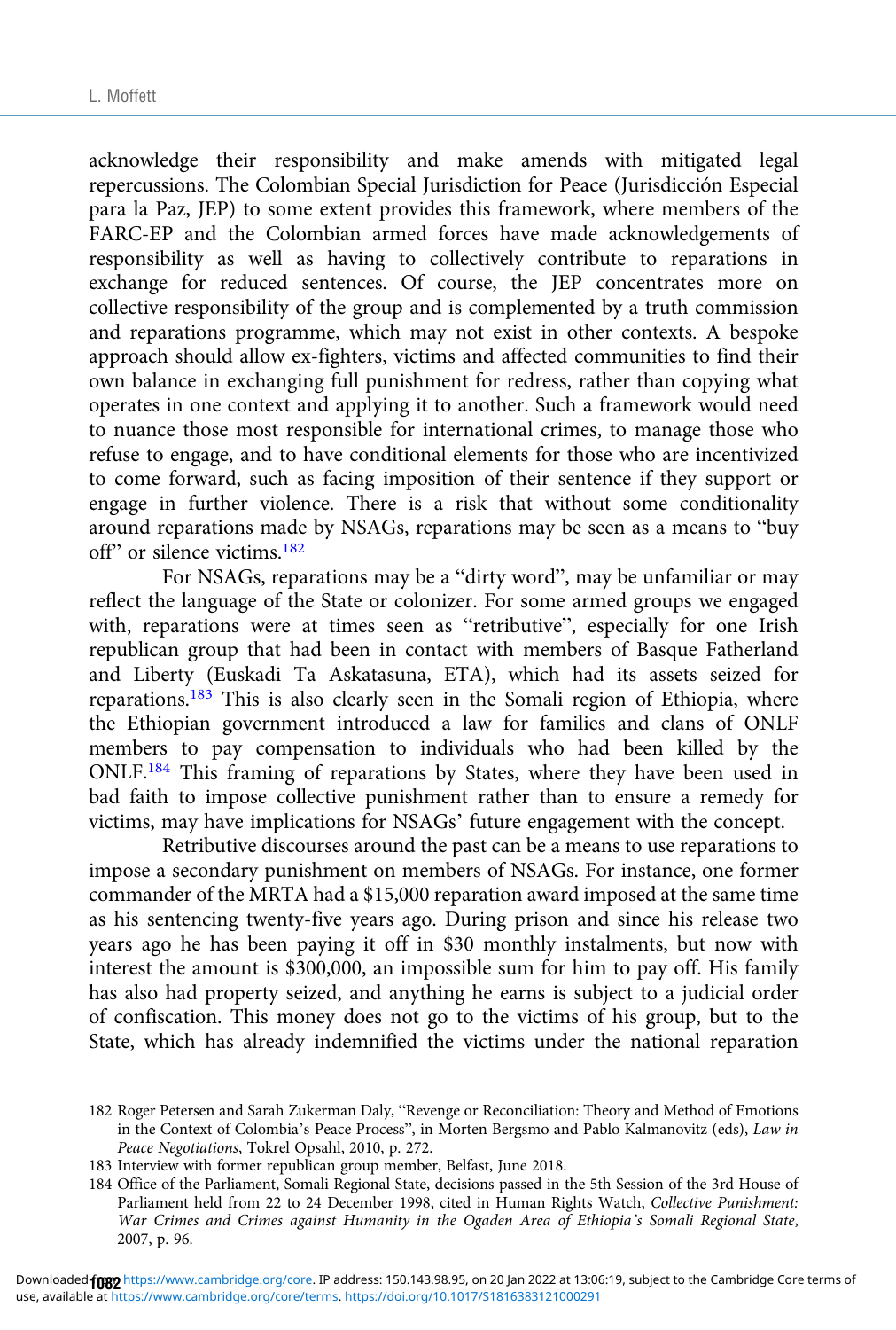acknowledge their responsibility and make amends with mitigated legal repercussions. The Colombian Special Jurisdiction for Peace (Jurisdicción Especial para la Paz, JEP) to some extent provides this framework, where members of the FARC-EP and the Colombian armed forces have made acknowledgements of responsibility as well as having to collectively contribute to reparations in exchange for reduced sentences. Of course, the JEP concentrates more on collective responsibility of the group and is complemented by a truth commission and reparations programme, which may not exist in other contexts. A bespoke approach should allow ex-fighters, victims and affected communities to find their own balance in exchanging full punishment for redress, rather than copying what operates in one context and applying it to another. Such a framework would need to nuance those most responsible for international crimes, to manage those who refuse to engage, and to have conditional elements for those who are incentivized to come forward, such as facing imposition of their sentence if they support or engage in further violence. There is a risk that without some conditionality around reparations made by NSAGs, reparations may be seen as a means to "buy off" or silence victims.[182]

For NSAGs, reparations may be a "dirty word", may be unfamiliar or may reflect the language of the State or colonizer. For some armed groups we engaged with, reparations were at times seen as "retributive", especially for one Irish republican group that had been in contact with members of Basque Fatherland and Liberty (Euskadi Ta Askatasuna, ETA), which had its assets seized for reparations.[183] This is also clearly seen in the Somali region of Ethiopia, where the Ethiopian government introduced a law for families and clans of ONLF members to pay compensation to individuals who had been killed by the ONLF.[184] This framing of reparations by States, where they have been used in bad faith to impose collective punishment rather than to ensure a remedy for victims, may have implications for NSAGs' future engagement with the concept.

Retributive discourses around the past can be a means to use reparations to impose a secondary punishment on members of NSAGs. For instance, one former commander of the MRTA had a \$15,000 reparation award imposed at the same time as his sentencing twenty-five years ago. During prison and since his release two years ago he has been paying it off in \$30 monthly instalments, but now with interest the amount is \$300,000, an impossible sum for him to pay off. His family has also had property seized, and anything he earns is subject to a judicial order of confiscation. This money does not go to the victims of his group, but to the State, which has already indemnified the victims under the national reparation

182 Roger Petersen and Sarah Zukerman Daly, "Revenge or Reconciliation: Theory and Method of Emotions in the Context of Colombia's Peace Process", in Morten Bergsmo and Pablo Kalmanovitz (eds), *Law in Peace Negotiations*, Tokrel Opsahl, 2010, p. 272.

183 Interview with former republican group member, Belfast, June 2018.

184 Office of the Parliament, Somali Regional State, decisions passed in the 5th Session of the 3rd House of Parliament held from 22 to 24 December 1998, cited in Human Rights Watch, *Collective Punishment: War Crimes and Crimes against Humanity in the Ogaden Area of Ethiopia's Somali Regional State*, 2007, p. 96.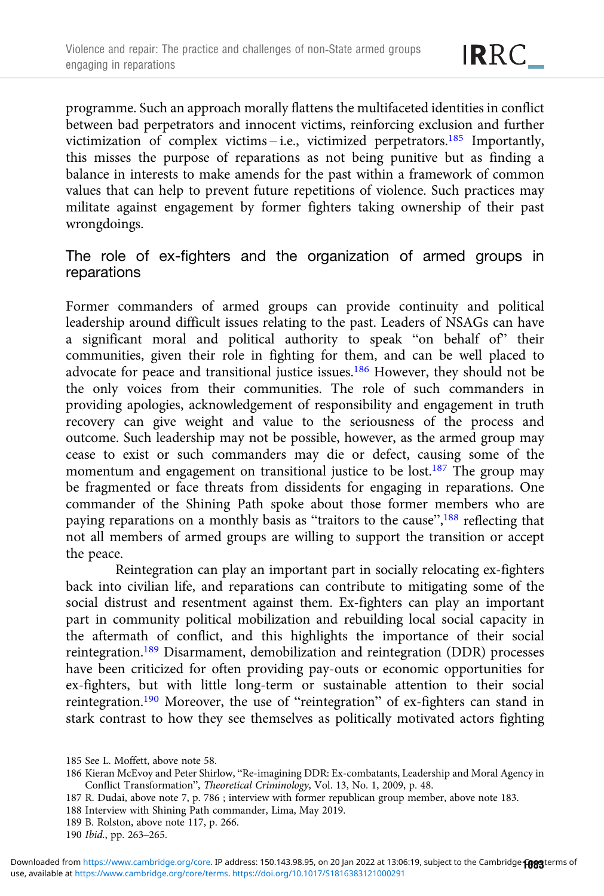programme. Such an approach morally flattens the multifaceted identities in conflict between bad perpetrators and innocent victims, reinforcing exclusion and further victimization of complex victims – i.e., victimized perpetrators.[185] Importantly, this misses the purpose of reparations as not being punitive but as finding a balance in interests to make amends for the past within a framework of common values that can help to prevent future repetitions of violence. Such practices may militate against engagement by former fighters taking ownership of their past wrongdoings.

## The role of ex-fighters and the organization of armed groups in reparations

Former commanders of armed groups can provide continuity and political leadership around difficult issues relating to the past. Leaders of NSAGs can have a significant moral and political authority to speak "on behalf of" their communities, given their role in fighting for them, and can be well placed to advocate for peace and transitional justice issues.[186] However, they should not be the only voices from their communities. The role of such commanders in providing apologies, acknowledgement of responsibility and engagement in truth recovery can give weight and value to the seriousness of the process and outcome. Such leadership may not be possible, however, as the armed group may cease to exist or such commanders may die or defect, causing some of the momentum and engagement on transitional justice to be lost.[187] The group may be fragmented or face threats from dissidents for engaging in reparations. One commander of the Shining Path spoke about those former members who are paying reparations on a monthly basis as "traitors to the cause",[188] reflecting that not all members of armed groups are willing to support the transition or accept the peace.

Reintegration can play an important part in socially relocating ex-fighters back into civilian life, and reparations can contribute to mitigating some of the social distrust and resentment against them. Ex-fighters can play an important part in community political mobilization and rebuilding local social capacity in the aftermath of conflict, and this highlights the importance of their social reintegration.[189] Disarmament, demobilization and reintegration (DDR) processes have been criticized for often providing pay-outs or economic opportunities for ex-fighters, but with little long-term or sustainable attention to their social reintegration.[190] Moreover, the use of "reintegration" of ex-fighters can stand in stark contrast to how they see themselves as politically motivated actors fighting

185 See L. Moffett, above note 58.

186 Kieran McEvoy and Peter Shirlow, "Re-imagining DDR: Ex-combatants, Leadership and Moral Agency in Conflict Transformation", *Theoretical Criminology*, Vol. 13, No. 1, 2009, p. 48.

187 R. Dudai, above note 7, p. 786 ; interview with former republican group member, above note 183.

188 Interview with Shining Path commander, Lima, May 2019.

189 B. Rolston, above note 117, p. 266.

190 *Ibid.*, pp. 263–265.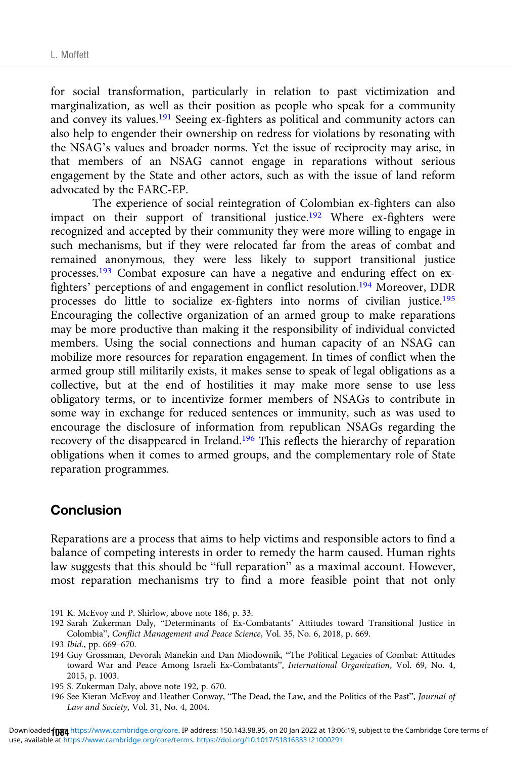for social transformation, particularly in relation to past victimization and marginalization, as well as their position as people who speak for a community and convey its values.[191] Seeing ex-fighters as political and community actors can also help to engender their ownership on redress for violations by resonating with the NSAG's values and broader norms. Yet the issue of reciprocity may arise, in that members of an NSAG cannot engage in reparations without serious engagement by the State and other actors, such as with the issue of land reform advocated by the FARC-EP.

The experience of social reintegration of Colombian ex-fighters can also impact on their support of transitional justice.[192] Where ex-fighters were recognized and accepted by their community they were more willing to engage in such mechanisms, but if they were relocated far from the areas of combat and remained anonymous, they were less likely to support transitional justice processes.[193] Combat exposure can have a negative and enduring effect on ex-fighters' perceptions of and engagement in conflict resolution.[194] Moreover, DDR processes do little to socialize ex-fighters into norms of civilian justice.[195] Encouraging the collective organization of an armed group to make reparations may be more productive than making it the responsibility of individual convicted members. Using the social connections and human capacity of an NSAG can mobilize more resources for reparation engagement. In times of conflict when the armed group still militarily exists, it makes sense to speak of legal obligations as a collective, but at the end of hostilities it may make more sense to use less obligatory terms, or to incentivize former members of NSAGs to contribute in some way in exchange for reduced sentences or immunity, such as was used to encourage the disclosure of information from republican NSAGs regarding the recovery of the disappeared in Ireland.[196] This reflects the hierarchy of reparation obligations when it comes to armed groups, and the complementary role of State reparation programmes.

## Conclusion

Reparations are a process that aims to help victims and responsible actors to find a balance of competing interests in order to remedy the harm caused. Human rights law suggests that this should be "full reparation" as a maximal account. However, most reparation mechanisms try to find a more feasible point that not only

191 K. McEvoy and P. Shirlow, above note 186, p. 33.

192 Sarah Zukerman Daly, "Determinants of Ex-Combatants' Attitudes toward Transitional Justice in Colombia", *Conflict Management and Peace Science*, Vol. 35, No. 6, 2018, p. 669.

193 *Ibid.*, pp. 669–670.

194 Guy Grossman, Devorah Manekin and Dan Miodownik, "The Political Legacies of Combat: Attitudes toward War and Peace Among Israeli Ex-Combatants", *International Organization*, Vol. 69, No. 4, 2015, p. 1003.

195 S. Zukerman Daly, above note 192, p. 670.

196 See Kieran McEvoy and Heather Conway, "The Dead, the Law, and the Politics of the Past", *Journal of Law and Society*, Vol. 31, No. 4, 2004.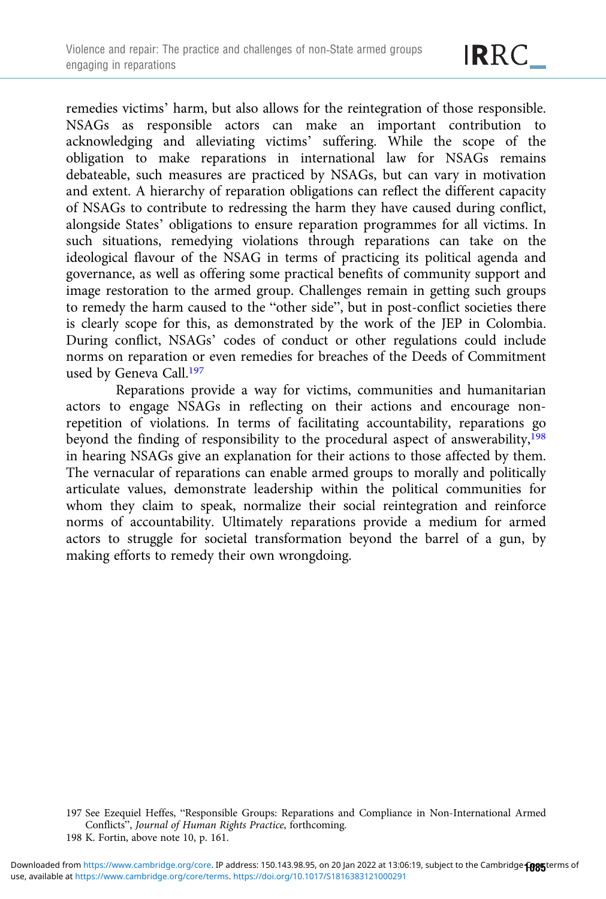remedies victims' harm, but also allows for the reintegration of those responsible. NSAGs as responsible actors can make an important contribution to acknowledging and alleviating victims' suffering. While the scope of the obligation to make reparations in international law for NSAGs remains debateable, such measures are practiced by NSAGs, but can vary in motivation and extent. A hierarchy of reparation obligations can reflect the different capacity of NSAGs to contribute to redressing the harm they have caused during conflict, alongside States' obligations to ensure reparation programmes for all victims. In such situations, remedying violations through reparations can take on the ideological flavour of the NSAG in terms of practicing its political agenda and governance, as well as offering some practical benefits of community support and image restoration to the armed group. Challenges remain in getting such groups to remedy the harm caused to the "other side", but in post-conflict societies there is clearly scope for this, as demonstrated by the work of the JEP in Colombia. During conflict, NSAGs' codes of conduct or other regulations could include norms on reparation or even remedies for breaches of the Deeds of Commitment used by Geneva Call.[197]

Reparations provide a way for victims, communities and humanitarian actors to engage NSAGs in reflecting on their actions and encourage non-repetition of violations. In terms of facilitating accountability, reparations go beyond the finding of responsibility to the procedural aspect of answerability,[198] in hearing NSAGs give an explanation for their actions to those affected by them. The vernacular of reparations can enable armed groups to morally and politically articulate values, demonstrate leadership within the political communities for whom they claim to speak, normalize their social reintegration and reinforce norms of accountability. Ultimately reparations provide a medium for armed actors to struggle for societal transformation beyond the barrel of a gun, by making efforts to remedy their own wrongdoing.

197 See Ezequiel Heffes, "Responsible Groups: Reparations and Compliance in Non-International Armed Conflicts", *Journal of Human Rights Practice*, forthcoming.

198 K. Fortin, above note 10, p. 161.